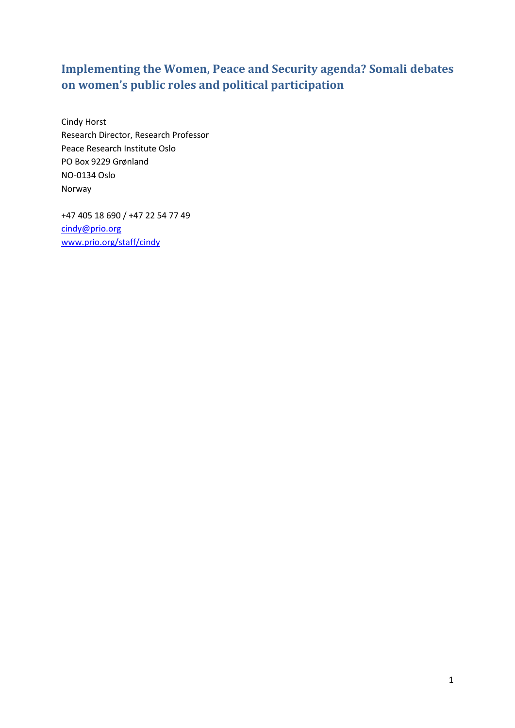# Implementing the Women, Peace and Security agenda? Somali debates on women's public roles and political participation

Cindy Horst
Research Director, Research Professor
Peace Research Institute Oslo
PO Box 9229 Grønland
NO-0134 Oslo
Norway

+47 405 18 690 / +47 22 54 77 49
cindy@prio.org
www.prio.org/staff/cindy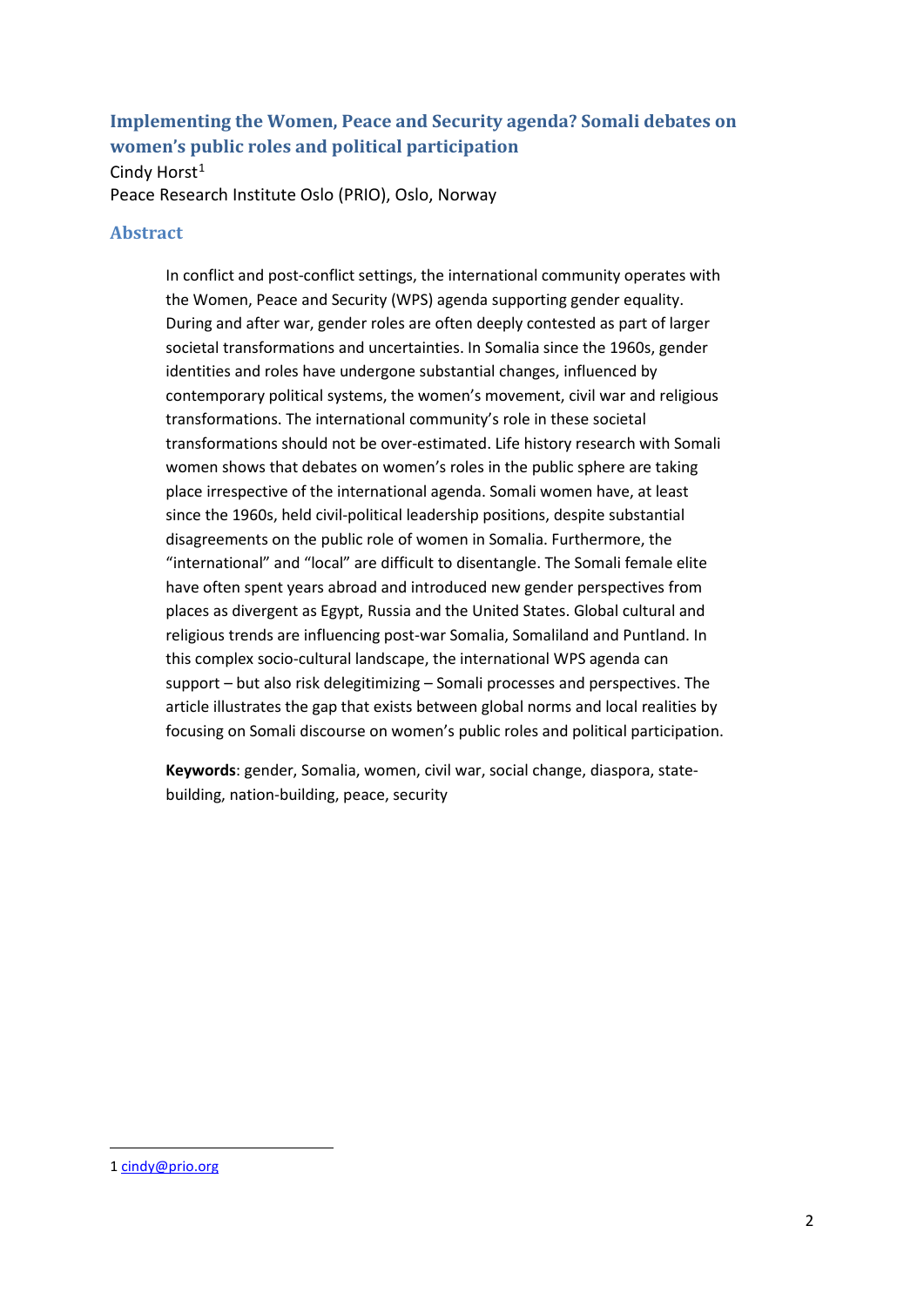# Implementing the Women, Peace and Security agenda? Somali debates on women's public roles and political participation

Cindy Horst[1]

Peace Research Institute Oslo (PRIO), Oslo, Norway

## Abstract

In conflict and post-conflict settings, the international community operates with the Women, Peace and Security (WPS) agenda supporting gender equality. During and after war, gender roles are often deeply contested as part of larger societal transformations and uncertainties. In Somalia since the 1960s, gender identities and roles have undergone substantial changes, influenced by contemporary political systems, the women's movement, civil war and religious transformations. The international community's role in these societal transformations should not be over-estimated. Life history research with Somali women shows that debates on women's roles in the public sphere are taking place irrespective of the international agenda. Somali women have, at least since the 1960s, held civil-political leadership positions, despite substantial disagreements on the public role of women in Somalia. Furthermore, the "international" and "local" are difficult to disentangle. The Somali female elite have often spent years abroad and introduced new gender perspectives from places as divergent as Egypt, Russia and the United States. Global cultural and religious trends are influencing post-war Somalia, Somaliland and Puntland. In this complex socio-cultural landscape, the international WPS agenda can support – but also risk delegitimizing – Somali processes and perspectives. The article illustrates the gap that exists between global norms and local realities by focusing on Somali discourse on women's public roles and political participation.

**Keywords**: gender, Somalia, women, civil war, social change, diaspora, state-building, nation-building, peace, security

---

1 cindy@prio.org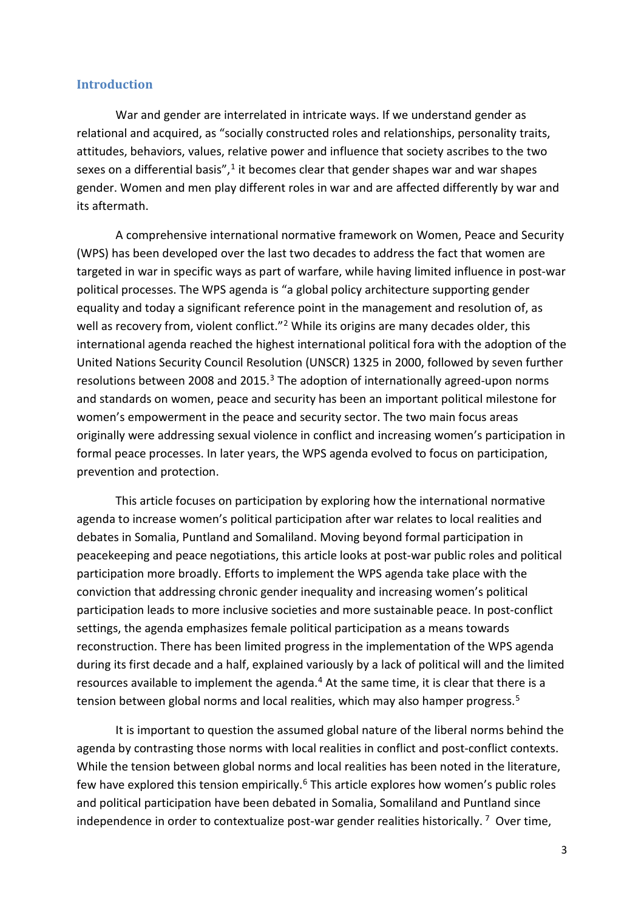## Introduction

War and gender are interrelated in intricate ways. If we understand gender as relational and acquired, as "socially constructed roles and relationships, personality traits, attitudes, behaviors, values, relative power and influence that society ascribes to the two sexes on a differential basis",[1] it becomes clear that gender shapes war and war shapes gender. Women and men play different roles in war and are affected differently by war and its aftermath.

A comprehensive international normative framework on Women, Peace and Security (WPS) has been developed over the last two decades to address the fact that women are targeted in war in specific ways as part of warfare, while having limited influence in post-war political processes. The WPS agenda is "a global policy architecture supporting gender equality and today a significant reference point in the management and resolution of, as well as recovery from, violent conflict."[2] While its origins are many decades older, this international agenda reached the highest international political fora with the adoption of the United Nations Security Council Resolution (UNSCR) 1325 in 2000, followed by seven further resolutions between 2008 and 2015.[3] The adoption of internationally agreed-upon norms and standards on women, peace and security has been an important political milestone for women's empowerment in the peace and security sector. The two main focus areas originally were addressing sexual violence in conflict and increasing women's participation in formal peace processes. In later years, the WPS agenda evolved to focus on participation, prevention and protection.

This article focuses on participation by exploring how the international normative agenda to increase women's political participation after war relates to local realities and debates in Somalia, Puntland and Somaliland. Moving beyond formal participation in peacekeeping and peace negotiations, this article looks at post-war public roles and political participation more broadly. Efforts to implement the WPS agenda take place with the conviction that addressing chronic gender inequality and increasing women's political participation leads to more inclusive societies and more sustainable peace. In post-conflict settings, the agenda emphasizes female political participation as a means towards reconstruction. There has been limited progress in the implementation of the WPS agenda during its first decade and a half, explained variously by a lack of political will and the limited resources available to implement the agenda.[4] At the same time, it is clear that there is a tension between global norms and local realities, which may also hamper progress.[5]

It is important to question the assumed global nature of the liberal norms behind the agenda by contrasting those norms with local realities in conflict and post-conflict contexts. While the tension between global norms and local realities has been noted in the literature, few have explored this tension empirically.[6] This article explores how women's public roles and political participation have been debated in Somalia, Somaliland and Puntland since independence in order to contextualize post-war gender realities historically.[7] Over time,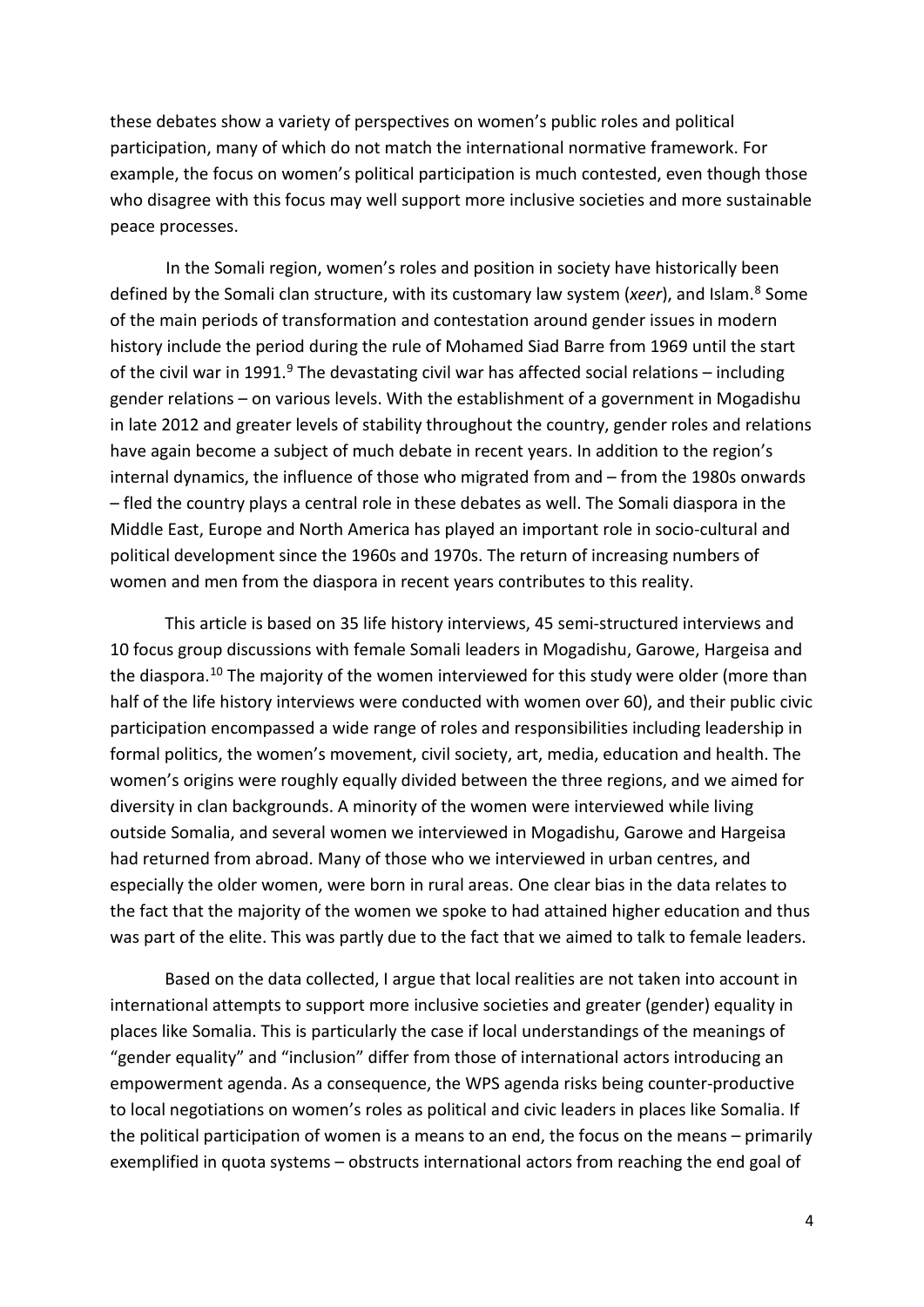these debates show a variety of perspectives on women's public roles and political participation, many of which do not match the international normative framework. For example, the focus on women's political participation is much contested, even though those who disagree with this focus may well support more inclusive societies and more sustainable peace processes.

In the Somali region, women's roles and position in society have historically been defined by the Somali clan structure, with its customary law system (*xeer*), and Islam.[8] Some of the main periods of transformation and contestation around gender issues in modern history include the period during the rule of Mohamed Siad Barre from 1969 until the start of the civil war in 1991.[9] The devastating civil war has affected social relations – including gender relations – on various levels. With the establishment of a government in Mogadishu in late 2012 and greater levels of stability throughout the country, gender roles and relations have again become a subject of much debate in recent years. In addition to the region's internal dynamics, the influence of those who migrated from and – from the 1980s onwards – fled the country plays a central role in these debates as well. The Somali diaspora in the Middle East, Europe and North America has played an important role in socio-cultural and political development since the 1960s and 1970s. The return of increasing numbers of women and men from the diaspora in recent years contributes to this reality.

This article is based on 35 life history interviews, 45 semi-structured interviews and 10 focus group discussions with female Somali leaders in Mogadishu, Garowe, Hargeisa and the diaspora.[10] The majority of the women interviewed for this study were older (more than half of the life history interviews were conducted with women over 60), and their public civic participation encompassed a wide range of roles and responsibilities including leadership in formal politics, the women's movement, civil society, art, media, education and health. The women's origins were roughly equally divided between the three regions, and we aimed for diversity in clan backgrounds. A minority of the women were interviewed while living outside Somalia, and several women we interviewed in Mogadishu, Garowe and Hargeisa had returned from abroad. Many of those who we interviewed in urban centres, and especially the older women, were born in rural areas. One clear bias in the data relates to the fact that the majority of the women we spoke to had attained higher education and thus was part of the elite. This was partly due to the fact that we aimed to talk to female leaders.

Based on the data collected, I argue that local realities are not taken into account in international attempts to support more inclusive societies and greater (gender) equality in places like Somalia. This is particularly the case if local understandings of the meanings of "gender equality" and "inclusion" differ from those of international actors introducing an empowerment agenda. As a consequence, the WPS agenda risks being counter-productive to local negotiations on women's roles as political and civic leaders in places like Somalia. If the political participation of women is a means to an end, the focus on the means – primarily exemplified in quota systems – obstructs international actors from reaching the end goal of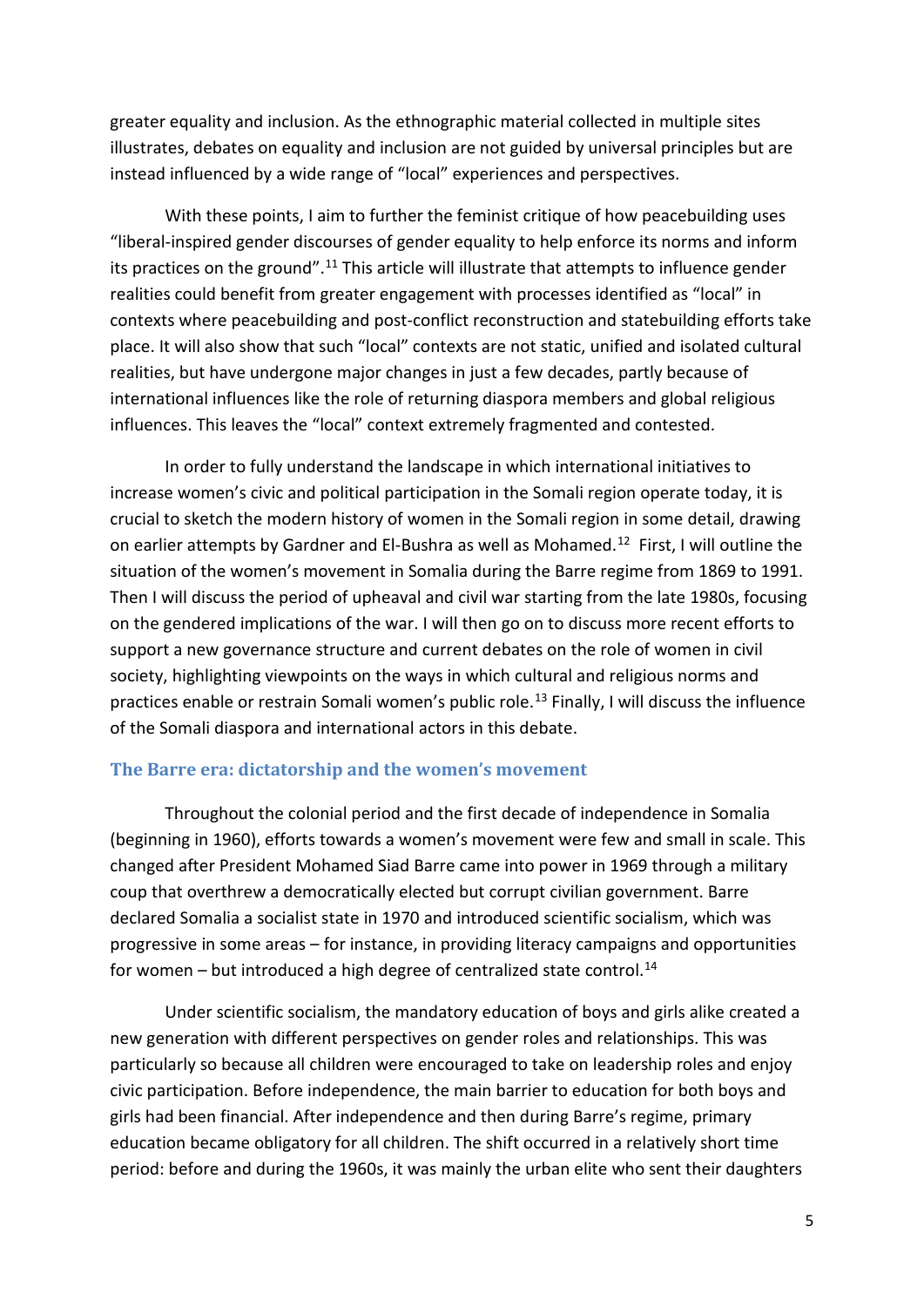greater equality and inclusion. As the ethnographic material collected in multiple sites illustrates, debates on equality and inclusion are not guided by universal principles but are instead influenced by a wide range of "local" experiences and perspectives.

With these points, I aim to further the feminist critique of how peacebuilding uses "liberal-inspired gender discourses of gender equality to help enforce its norms and inform its practices on the ground".[11] This article will illustrate that attempts to influence gender realities could benefit from greater engagement with processes identified as "local" in contexts where peacebuilding and post-conflict reconstruction and statebuilding efforts take place. It will also show that such "local" contexts are not static, unified and isolated cultural realities, but have undergone major changes in just a few decades, partly because of international influences like the role of returning diaspora members and global religious influences. This leaves the "local" context extremely fragmented and contested.

In order to fully understand the landscape in which international initiatives to increase women's civic and political participation in the Somali region operate today, it is crucial to sketch the modern history of women in the Somali region in some detail, drawing on earlier attempts by Gardner and El-Bushra as well as Mohamed.[12] First, I will outline the situation of the women's movement in Somalia during the Barre regime from 1869 to 1991. Then I will discuss the period of upheaval and civil war starting from the late 1980s, focusing on the gendered implications of the war. I will then go on to discuss more recent efforts to support a new governance structure and current debates on the role of women in civil society, highlighting viewpoints on the ways in which cultural and religious norms and practices enable or restrain Somali women's public role.[13] Finally, I will discuss the influence of the Somali diaspora and international actors in this debate.

## The Barre era: dictatorship and the women's movement

Throughout the colonial period and the first decade of independence in Somalia (beginning in 1960), efforts towards a women's movement were few and small in scale. This changed after President Mohamed Siad Barre came into power in 1969 through a military coup that overthrew a democratically elected but corrupt civilian government. Barre declared Somalia a socialist state in 1970 and introduced scientific socialism, which was progressive in some areas – for instance, in providing literacy campaigns and opportunities for women – but introduced a high degree of centralized state control.[14]

Under scientific socialism, the mandatory education of boys and girls alike created a new generation with different perspectives on gender roles and relationships. This was particularly so because all children were encouraged to take on leadership roles and enjoy civic participation. Before independence, the main barrier to education for both boys and girls had been financial. After independence and then during Barre's regime, primary education became obligatory for all children. The shift occurred in a relatively short time period: before and during the 1960s, it was mainly the urban elite who sent their daughters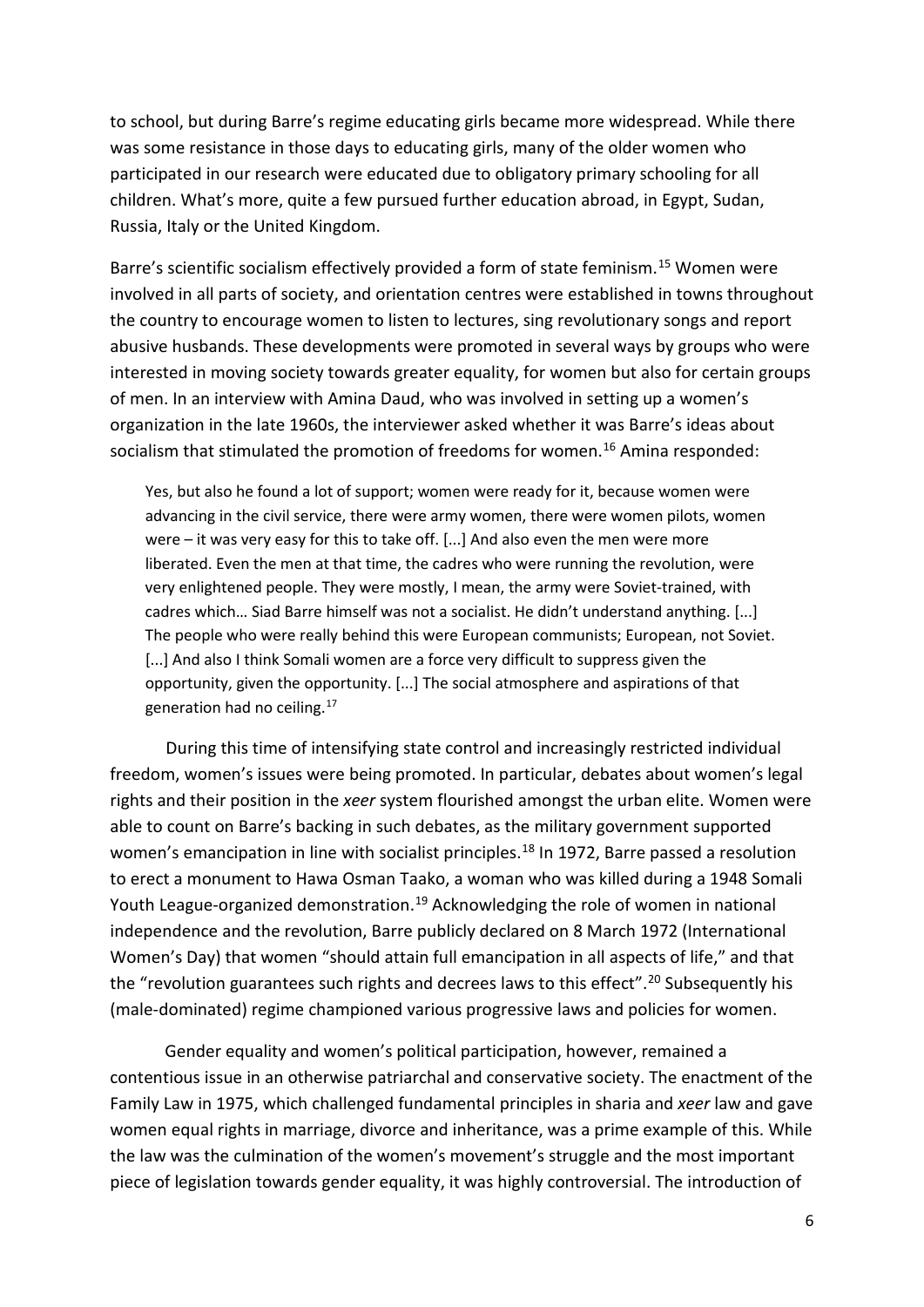to school, but during Barre's regime educating girls became more widespread. While there was some resistance in those days to educating girls, many of the older women who participated in our research were educated due to obligatory primary schooling for all children. What's more, quite a few pursued further education abroad, in Egypt, Sudan, Russia, Italy or the United Kingdom.

Barre's scientific socialism effectively provided a form of state feminism.[15] Women were involved in all parts of society, and orientation centres were established in towns throughout the country to encourage women to listen to lectures, sing revolutionary songs and report abusive husbands. These developments were promoted in several ways by groups who were interested in moving society towards greater equality, for women but also for certain groups of men. In an interview with Amina Daud, who was involved in setting up a women's organization in the late 1960s, the interviewer asked whether it was Barre's ideas about socialism that stimulated the promotion of freedoms for women.[16] Amina responded:

> Yes, but also he found a lot of support; women were ready for it, because women were advancing in the civil service, there were army women, there were women pilots, women were – it was very easy for this to take off. [...] And also even the men were more liberated. Even the men at that time, the cadres who were running the revolution, were very enlightened people. They were mostly, I mean, the army were Soviet-trained, with cadres which… Siad Barre himself was not a socialist. He didn't understand anything. [...] The people who were really behind this were European communists; European, not Soviet. [...] And also I think Somali women are a force very difficult to suppress given the opportunity, given the opportunity. [...] The social atmosphere and aspirations of that generation had no ceiling.[17]

During this time of intensifying state control and increasingly restricted individual freedom, women's issues were being promoted. In particular, debates about women's legal rights and their position in the *xeer* system flourished amongst the urban elite. Women were able to count on Barre's backing in such debates, as the military government supported women's emancipation in line with socialist principles.[18] In 1972, Barre passed a resolution to erect a monument to Hawa Osman Taako, a woman who was killed during a 1948 Somali Youth League-organized demonstration.[19] Acknowledging the role of women in national independence and the revolution, Barre publicly declared on 8 March 1972 (International Women's Day) that women "should attain full emancipation in all aspects of life," and that the "revolution guarantees such rights and decrees laws to this effect".[20] Subsequently his (male-dominated) regime championed various progressive laws and policies for women.

Gender equality and women's political participation, however, remained a contentious issue in an otherwise patriarchal and conservative society. The enactment of the Family Law in 1975, which challenged fundamental principles in sharia and *xeer* law and gave women equal rights in marriage, divorce and inheritance, was a prime example of this. While the law was the culmination of the women's movement's struggle and the most important piece of legislation towards gender equality, it was highly controversial. The introduction of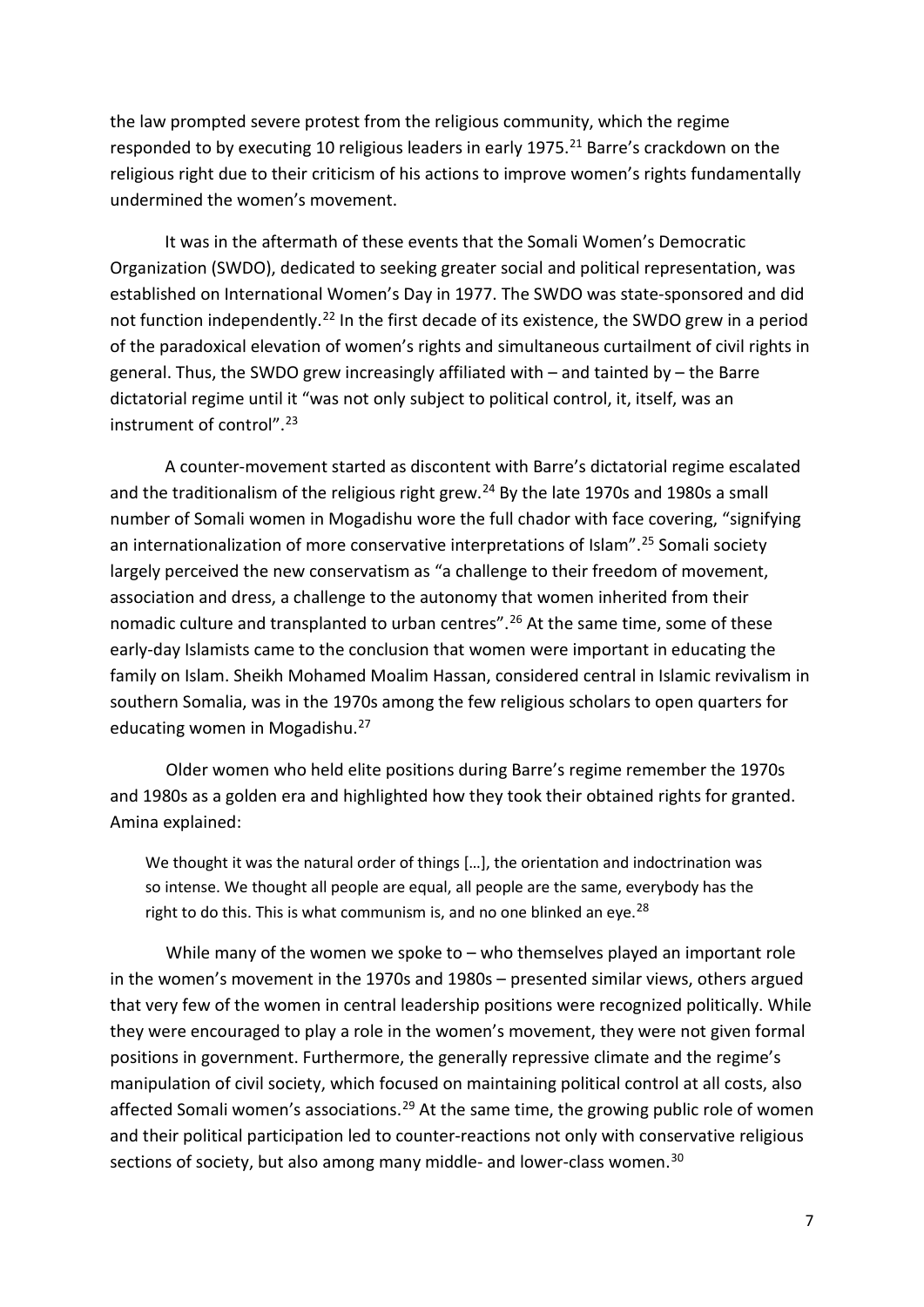the law prompted severe protest from the religious community, which the regime responded to by executing 10 religious leaders in early 1975.[21] Barre's crackdown on the religious right due to their criticism of his actions to improve women's rights fundamentally undermined the women's movement.

It was in the aftermath of these events that the Somali Women's Democratic Organization (SWDO), dedicated to seeking greater social and political representation, was established on International Women's Day in 1977. The SWDO was state-sponsored and did not function independently.[22] In the first decade of its existence, the SWDO grew in a period of the paradoxical elevation of women's rights and simultaneous curtailment of civil rights in general. Thus, the SWDO grew increasingly affiliated with – and tainted by – the Barre dictatorial regime until it "was not only subject to political control, it, itself, was an instrument of control".[23]

A counter-movement started as discontent with Barre's dictatorial regime escalated and the traditionalism of the religious right grew.[24] By the late 1970s and 1980s a small number of Somali women in Mogadishu wore the full chador with face covering, "signifying an internationalization of more conservative interpretations of Islam".[25] Somali society largely perceived the new conservatism as "a challenge to their freedom of movement, association and dress, a challenge to the autonomy that women inherited from their nomadic culture and transplanted to urban centres".[26] At the same time, some of these early-day Islamists came to the conclusion that women were important in educating the family on Islam. Sheikh Mohamed Moalim Hassan, considered central in Islamic revivalism in southern Somalia, was in the 1970s among the few religious scholars to open quarters for educating women in Mogadishu.[27]

Older women who held elite positions during Barre's regime remember the 1970s and 1980s as a golden era and highlighted how they took their obtained rights for granted. Amina explained:

> We thought it was the natural order of things […], the orientation and indoctrination was so intense. We thought all people are equal, all people are the same, everybody has the right to do this. This is what communism is, and no one blinked an eye.[28]

While many of the women we spoke to – who themselves played an important role in the women's movement in the 1970s and 1980s – presented similar views, others argued that very few of the women in central leadership positions were recognized politically. While they were encouraged to play a role in the women's movement, they were not given formal positions in government. Furthermore, the generally repressive climate and the regime's manipulation of civil society, which focused on maintaining political control at all costs, also affected Somali women's associations.[29] At the same time, the growing public role of women and their political participation led to counter-reactions not only with conservative religious sections of society, but also among many middle- and lower-class women.[30]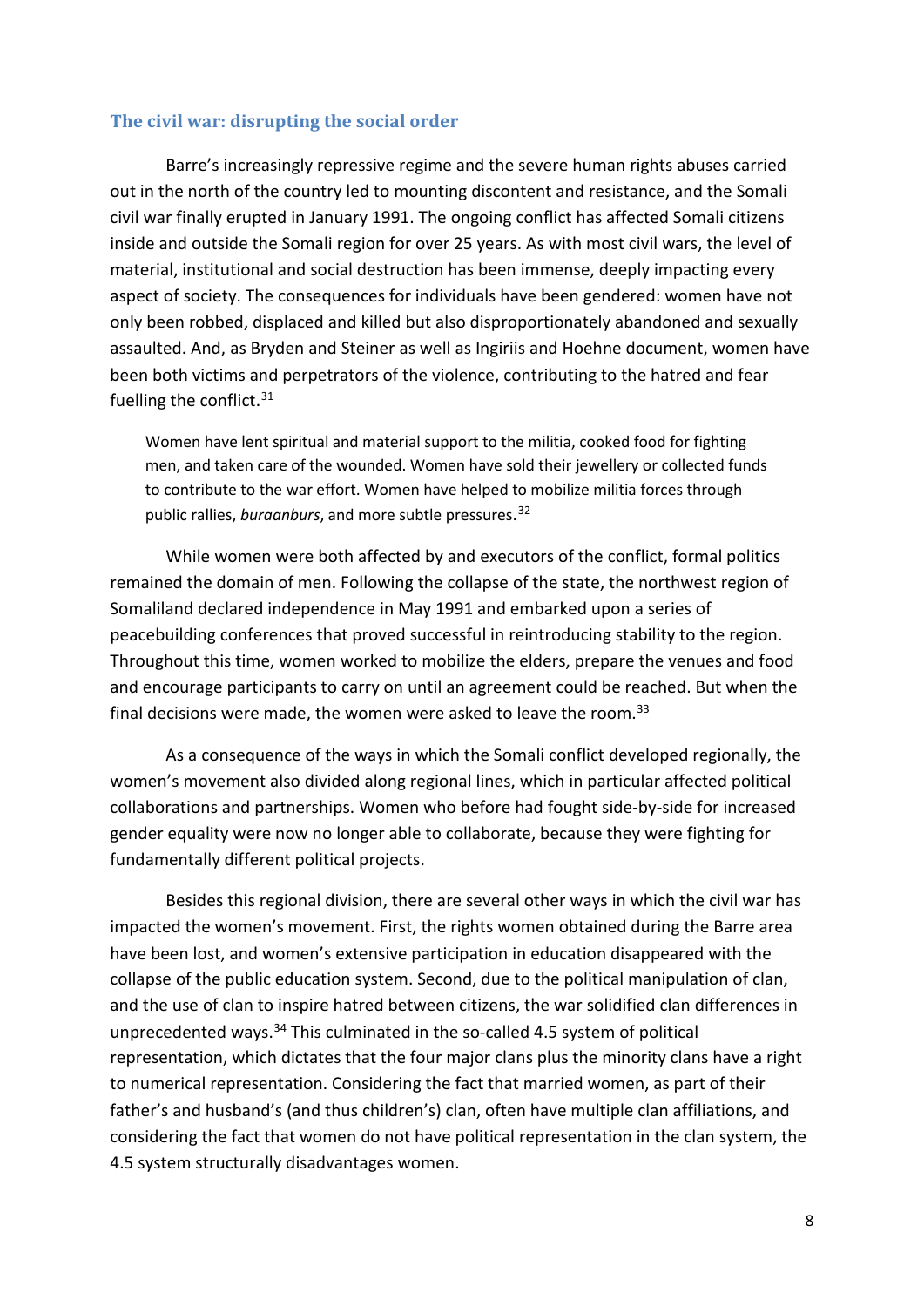### The civil war: disrupting the social order

Barre's increasingly repressive regime and the severe human rights abuses carried out in the north of the country led to mounting discontent and resistance, and the Somali civil war finally erupted in January 1991. The ongoing conflict has affected Somali citizens inside and outside the Somali region for over 25 years. As with most civil wars, the level of material, institutional and social destruction has been immense, deeply impacting every aspect of society. The consequences for individuals have been gendered: women have not only been robbed, displaced and killed but also disproportionately abandoned and sexually assaulted. And, as Bryden and Steiner as well as Ingiriis and Hoehne document, women have been both victims and perpetrators of the violence, contributing to the hatred and fear fuelling the conflict.[31]

> Women have lent spiritual and material support to the militia, cooked food for fighting men, and taken care of the wounded. Women have sold their jewellery or collected funds to contribute to the war effort. Women have helped to mobilize militia forces through public rallies, *buraanburs*, and more subtle pressures.[32]

While women were both affected by and executors of the conflict, formal politics remained the domain of men. Following the collapse of the state, the northwest region of Somaliland declared independence in May 1991 and embarked upon a series of peacebuilding conferences that proved successful in reintroducing stability to the region. Throughout this time, women worked to mobilize the elders, prepare the venues and food and encourage participants to carry on until an agreement could be reached. But when the final decisions were made, the women were asked to leave the room.[33]

As a consequence of the ways in which the Somali conflict developed regionally, the women's movement also divided along regional lines, which in particular affected political collaborations and partnerships. Women who before had fought side-by-side for increased gender equality were now no longer able to collaborate, because they were fighting for fundamentally different political projects.

Besides this regional division, there are several other ways in which the civil war has impacted the women's movement. First, the rights women obtained during the Barre area have been lost, and women's extensive participation in education disappeared with the collapse of the public education system. Second, due to the political manipulation of clan, and the use of clan to inspire hatred between citizens, the war solidified clan differences in unprecedented ways.[34] This culminated in the so-called 4.5 system of political representation, which dictates that the four major clans plus the minority clans have a right to numerical representation. Considering the fact that married women, as part of their father's and husband's (and thus children's) clan, often have multiple clan affiliations, and considering the fact that women do not have political representation in the clan system, the 4.5 system structurally disadvantages women.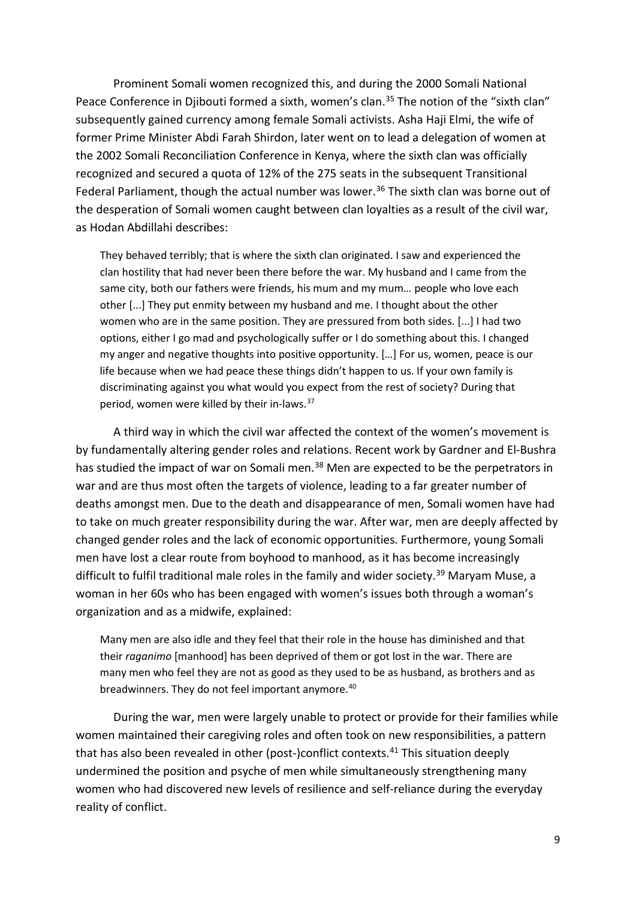Prominent Somali women recognized this, and during the 2000 Somali National Peace Conference in Djibouti formed a sixth, women's clan.[35] The notion of the "sixth clan" subsequently gained currency among female Somali activists. Asha Haji Elmi, the wife of former Prime Minister Abdi Farah Shirdon, later went on to lead a delegation of women at the 2002 Somali Reconciliation Conference in Kenya, where the sixth clan was officially recognized and secured a quota of 12% of the 275 seats in the subsequent Transitional Federal Parliament, though the actual number was lower.[36] The sixth clan was borne out of the desperation of Somali women caught between clan loyalties as a result of the civil war, as Hodan Abdillahi describes:

> They behaved terribly; that is where the sixth clan originated. I saw and experienced the clan hostility that had never been there before the war. My husband and I came from the same city, both our fathers were friends, his mum and my mum… people who love each other [...] They put enmity between my husband and me. I thought about the other women who are in the same position. They are pressured from both sides. [...] I had two options, either I go mad and psychologically suffer or I do something about this. I changed my anger and negative thoughts into positive opportunity. […] For us, women, peace is our life because when we had peace these things didn't happen to us. If your own family is discriminating against you what would you expect from the rest of society? During that period, women were killed by their in-laws.[37]

A third way in which the civil war affected the context of the women's movement is by fundamentally altering gender roles and relations. Recent work by Gardner and El-Bushra has studied the impact of war on Somali men.[38] Men are expected to be the perpetrators in war and are thus most often the targets of violence, leading to a far greater number of deaths amongst men. Due to the death and disappearance of men, Somali women have had to take on much greater responsibility during the war. After war, men are deeply affected by changed gender roles and the lack of economic opportunities. Furthermore, young Somali men have lost a clear route from boyhood to manhood, as it has become increasingly difficult to fulfil traditional male roles in the family and wider society.[39] Maryam Muse, a woman in her 60s who has been engaged with women's issues both through a woman's organization and as a midwife, explained:

> Many men are also idle and they feel that their role in the house has diminished and that their *raganimo* [manhood] has been deprived of them or got lost in the war. There are many men who feel they are not as good as they used to be as husband, as brothers and as breadwinners. They do not feel important anymore.[40]

During the war, men were largely unable to protect or provide for their families while women maintained their caregiving roles and often took on new responsibilities, a pattern that has also been revealed in other (post-)conflict contexts.[41] This situation deeply undermined the position and psyche of men while simultaneously strengthening many women who had discovered new levels of resilience and self-reliance during the everyday reality of conflict.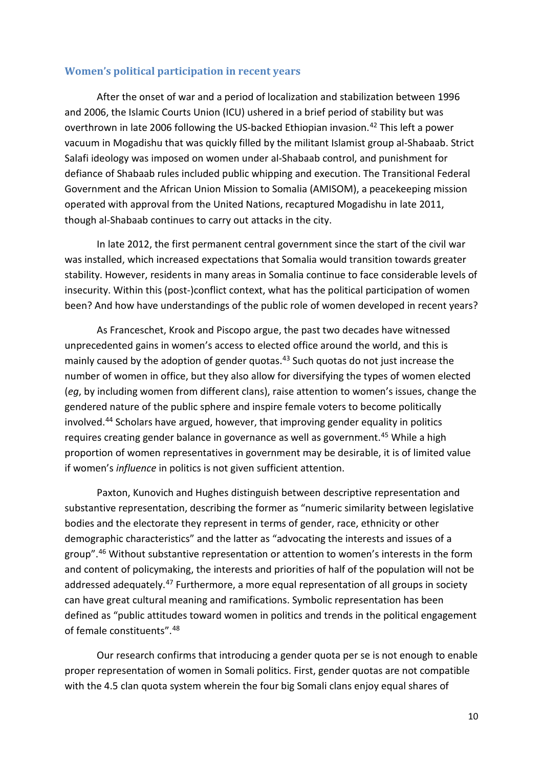## Women's political participation in recent years

After the onset of war and a period of localization and stabilization between 1996 and 2006, the Islamic Courts Union (ICU) ushered in a brief period of stability but was overthrown in late 2006 following the US-backed Ethiopian invasion.[42] This left a power vacuum in Mogadishu that was quickly filled by the militant Islamist group al-Shabaab. Strict Salafi ideology was imposed on women under al-Shabaab control, and punishment for defiance of Shabaab rules included public whipping and execution. The Transitional Federal Government and the African Union Mission to Somalia (AMISOM), a peacekeeping mission operated with approval from the United Nations, recaptured Mogadishu in late 2011, though al-Shabaab continues to carry out attacks in the city.

In late 2012, the first permanent central government since the start of the civil war was installed, which increased expectations that Somalia would transition towards greater stability. However, residents in many areas in Somalia continue to face considerable levels of insecurity. Within this (post-)conflict context, what has the political participation of women been? And how have understandings of the public role of women developed in recent years?

As Franceschet, Krook and Piscopo argue, the past two decades have witnessed unprecedented gains in women's access to elected office around the world, and this is mainly caused by the adoption of gender quotas.[43] Such quotas do not just increase the number of women in office, but they also allow for diversifying the types of women elected (*eg*, by including women from different clans), raise attention to women's issues, change the gendered nature of the public sphere and inspire female voters to become politically involved.[44] Scholars have argued, however, that improving gender equality in politics requires creating gender balance in governance as well as government.[45] While a high proportion of women representatives in government may be desirable, it is of limited value if women's *influence* in politics is not given sufficient attention.

Paxton, Kunovich and Hughes distinguish between descriptive representation and substantive representation, describing the former as "numeric similarity between legislative bodies and the electorate they represent in terms of gender, race, ethnicity or other demographic characteristics" and the latter as "advocating the interests and issues of a group".[46] Without substantive representation or attention to women's interests in the form and content of policymaking, the interests and priorities of half of the population will not be addressed adequately.[47] Furthermore, a more equal representation of all groups in society can have great cultural meaning and ramifications. Symbolic representation has been defined as "public attitudes toward women in politics and trends in the political engagement of female constituents".[48]

Our research confirms that introducing a gender quota per se is not enough to enable proper representation of women in Somali politics. First, gender quotas are not compatible with the 4.5 clan quota system wherein the four big Somali clans enjoy equal shares of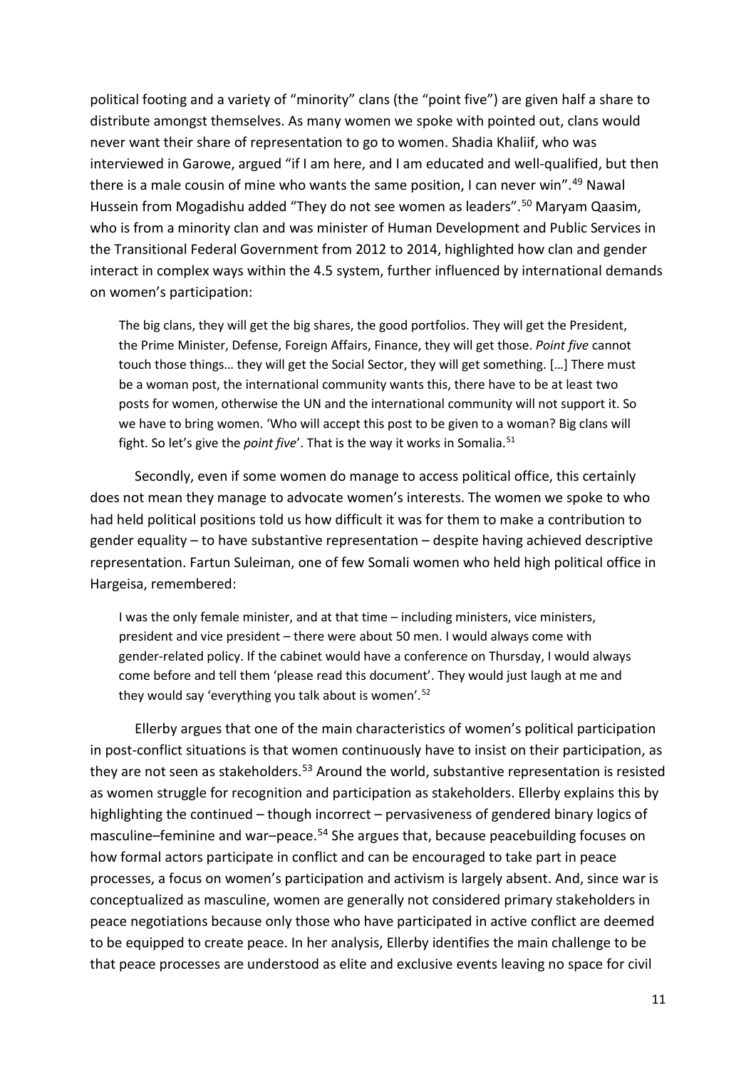political footing and a variety of "minority" clans (the "point five") are given half a share to distribute amongst themselves. As many women we spoke with pointed out, clans would never want their share of representation to go to women. Shadia Khaliif, who was interviewed in Garowe, argued "if I am here, and I am educated and well-qualified, but then there is a male cousin of mine who wants the same position, I can never win".[49] Nawal Hussein from Mogadishu added "They do not see women as leaders".[50] Maryam Qaasim, who is from a minority clan and was minister of Human Development and Public Services in the Transitional Federal Government from 2012 to 2014, highlighted how clan and gender interact in complex ways within the 4.5 system, further influenced by international demands on women's participation:

> The big clans, they will get the big shares, the good portfolios. They will get the President, the Prime Minister, Defense, Foreign Affairs, Finance, they will get those. *Point five* cannot touch those things… they will get the Social Sector, they will get something. […] There must be a woman post, the international community wants this, there have to be at least two posts for women, otherwise the UN and the international community will not support it. So we have to bring women. 'Who will accept this post to be given to a woman? Big clans will fight. So let's give the *point five*'. That is the way it works in Somalia.[51]

Secondly, even if some women do manage to access political office, this certainly does not mean they manage to advocate women's interests. The women we spoke to who had held political positions told us how difficult it was for them to make a contribution to gender equality – to have substantive representation – despite having achieved descriptive representation. Fartun Suleiman, one of few Somali women who held high political office in Hargeisa, remembered:

> I was the only female minister, and at that time – including ministers, vice ministers, president and vice president – there were about 50 men. I would always come with gender-related policy. If the cabinet would have a conference on Thursday, I would always come before and tell them 'please read this document'. They would just laugh at me and they would say 'everything you talk about is women'.[52]

Ellerby argues that one of the main characteristics of women's political participation in post-conflict situations is that women continuously have to insist on their participation, as they are not seen as stakeholders.[53] Around the world, substantive representation is resisted as women struggle for recognition and participation as stakeholders. Ellerby explains this by highlighting the continued – though incorrect – pervasiveness of gendered binary logics of masculine–feminine and war–peace.[54] She argues that, because peacebuilding focuses on how formal actors participate in conflict and can be encouraged to take part in peace processes, a focus on women's participation and activism is largely absent. And, since war is conceptualized as masculine, women are generally not considered primary stakeholders in peace negotiations because only those who have participated in active conflict are deemed to be equipped to create peace. In her analysis, Ellerby identifies the main challenge to be that peace processes are understood as elite and exclusive events leaving no space for civil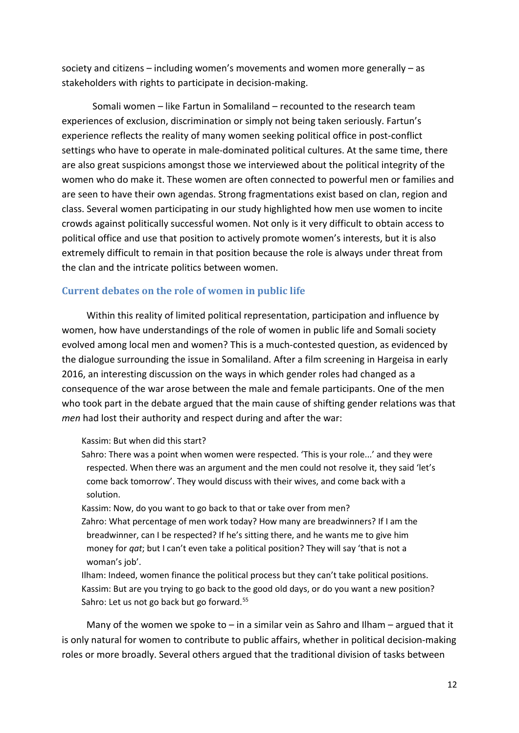society and citizens – including women's movements and women more generally – as stakeholders with rights to participate in decision-making.

Somali women – like Fartun in Somaliland – recounted to the research team experiences of exclusion, discrimination or simply not being taken seriously. Fartun's experience reflects the reality of many women seeking political office in post-conflict settings who have to operate in male-dominated political cultures. At the same time, there are also great suspicions amongst those we interviewed about the political integrity of the women who do make it. These women are often connected to powerful men or families and are seen to have their own agendas. Strong fragmentations exist based on clan, region and class. Several women participating in our study highlighted how men use women to incite crowds against politically successful women. Not only is it very difficult to obtain access to political office and use that position to actively promote women's interests, but it is also extremely difficult to remain in that position because the role is always under threat from the clan and the intricate politics between women.

## Current debates on the role of women in public life

Within this reality of limited political representation, participation and influence by women, how have understandings of the role of women in public life and Somali society evolved among local men and women? This is a much-contested question, as evidenced by the dialogue surrounding the issue in Somaliland. After a film screening in Hargeisa in early 2016, an interesting discussion on the ways in which gender roles had changed as a consequence of the war arose between the male and female participants. One of the men who took part in the debate argued that the main cause of shifting gender relations was that *men* had lost their authority and respect during and after the war:

> Kassim: But when did this start?
>
> Sahro: There was a point when women were respected. 'This is your role...' and they were respected. When there was an argument and the men could not resolve it, they said 'let's come back tomorrow'. They would discuss with their wives, and come back with a solution.
>
> Kassim: Now, do you want to go back to that or take over from men?
>
> Zahro: What percentage of men work today? How many are breadwinners? If I am the breadwinner, can I be respected? If he's sitting there, and he wants me to give him money for *qat*; but I can't even take a political position? They will say 'that is not a woman's job'.
>
> Ilham: Indeed, women finance the political process but they can't take political positions.
>
> Kassim: But are you trying to go back to the good old days, or do you want a new position?
>
> Sahro: Let us not go back but go forward.[55]

Many of the women we spoke to – in a similar vein as Sahro and Ilham – argued that it is only natural for women to contribute to public affairs, whether in political decision-making roles or more broadly. Several others argued that the traditional division of tasks between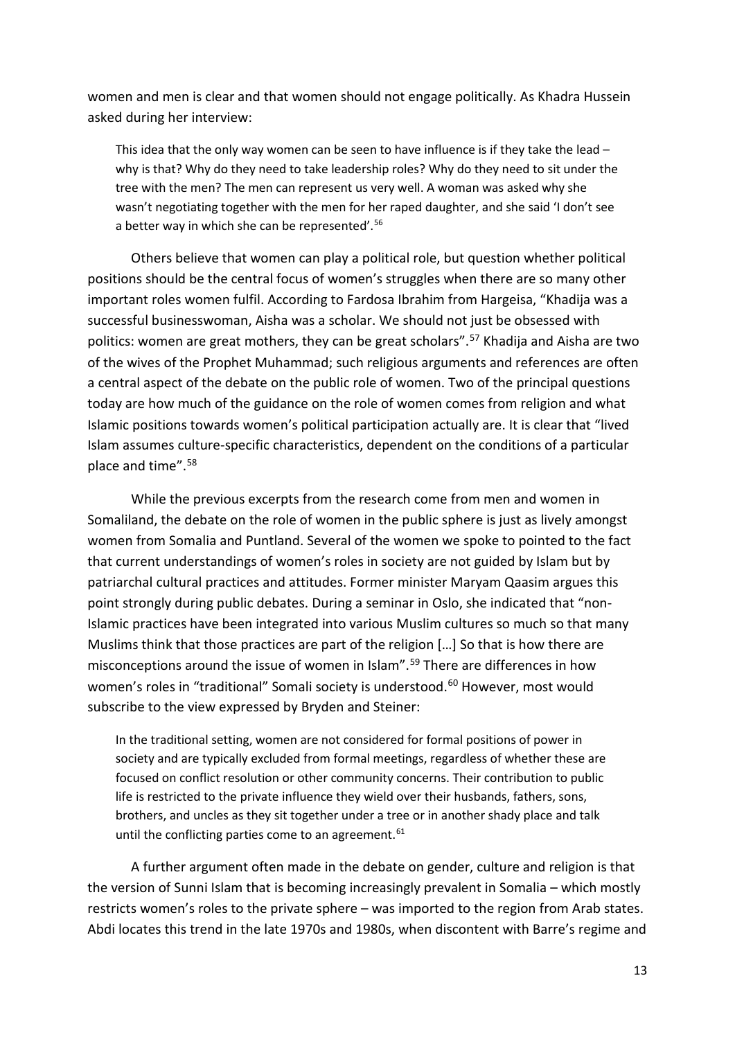women and men is clear and that women should not engage politically. As Khadra Hussein asked during her interview:

> This idea that the only way women can be seen to have influence is if they take the lead – why is that? Why do they need to take leadership roles? Why do they need to sit under the tree with the men? The men can represent us very well. A woman was asked why she wasn't negotiating together with the men for her raped daughter, and she said 'I don't see a better way in which she can be represented'.[56]

Others believe that women can play a political role, but question whether political positions should be the central focus of women's struggles when there are so many other important roles women fulfil. According to Fardosa Ibrahim from Hargeisa, "Khadija was a successful businesswoman, Aisha was a scholar. We should not just be obsessed with politics: women are great mothers, they can be great scholars".[57] Khadija and Aisha are two of the wives of the Prophet Muhammad; such religious arguments and references are often a central aspect of the debate on the public role of women. Two of the principal questions today are how much of the guidance on the role of women comes from religion and what Islamic positions towards women's political participation actually are. It is clear that "lived Islam assumes culture-specific characteristics, dependent on the conditions of a particular place and time".[58]

While the previous excerpts from the research come from men and women in Somaliland, the debate on the role of women in the public sphere is just as lively amongst women from Somalia and Puntland. Several of the women we spoke to pointed to the fact that current understandings of women's roles in society are not guided by Islam but by patriarchal cultural practices and attitudes. Former minister Maryam Qaasim argues this point strongly during public debates. During a seminar in Oslo, she indicated that "non-Islamic practices have been integrated into various Muslim cultures so much so that many Muslims think that those practices are part of the religion […] So that is how there are misconceptions around the issue of women in Islam".[59] There are differences in how women's roles in "traditional" Somali society is understood.[60] However, most would subscribe to the view expressed by Bryden and Steiner:

> In the traditional setting, women are not considered for formal positions of power in society and are typically excluded from formal meetings, regardless of whether these are focused on conflict resolution or other community concerns. Their contribution to public life is restricted to the private influence they wield over their husbands, fathers, sons, brothers, and uncles as they sit together under a tree or in another shady place and talk until the conflicting parties come to an agreement.[61]

A further argument often made in the debate on gender, culture and religion is that the version of Sunni Islam that is becoming increasingly prevalent in Somalia – which mostly restricts women's roles to the private sphere – was imported to the region from Arab states. Abdi locates this trend in the late 1970s and 1980s, when discontent with Barre's regime and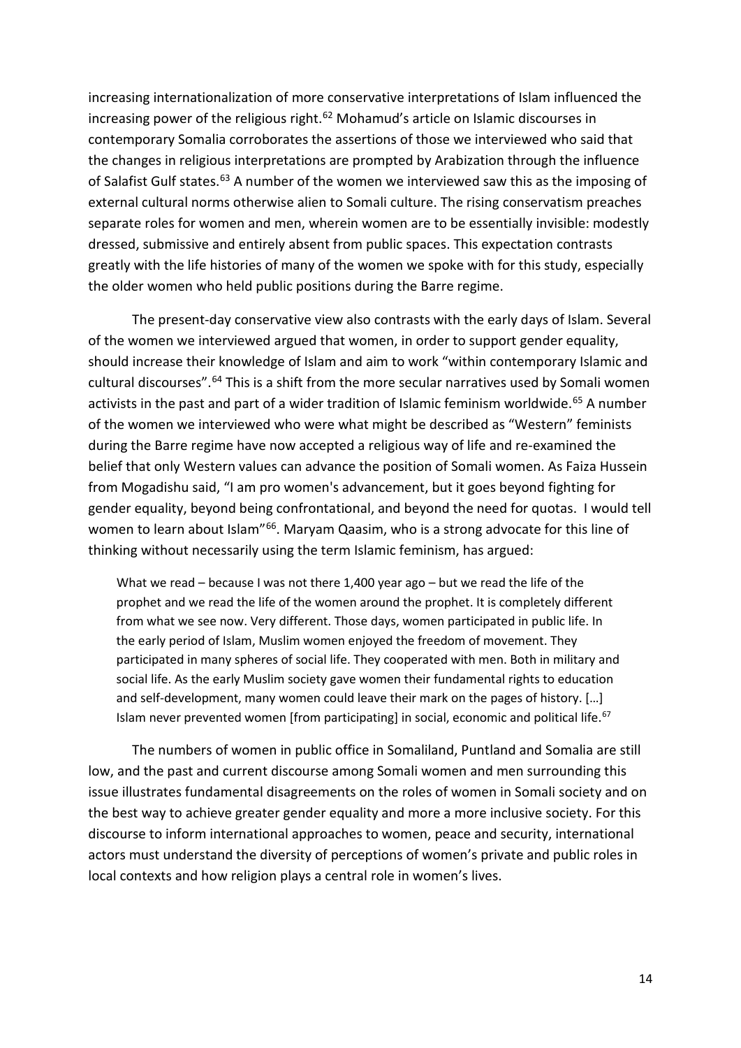increasing internationalization of more conservative interpretations of Islam influenced the increasing power of the religious right.[62] Mohamud's article on Islamic discourses in contemporary Somalia corroborates the assertions of those we interviewed who said that the changes in religious interpretations are prompted by Arabization through the influence of Salafist Gulf states.[63] A number of the women we interviewed saw this as the imposing of external cultural norms otherwise alien to Somali culture. The rising conservatism preaches separate roles for women and men, wherein women are to be essentially invisible: modestly dressed, submissive and entirely absent from public spaces. This expectation contrasts greatly with the life histories of many of the women we spoke with for this study, especially the older women who held public positions during the Barre regime.

The present-day conservative view also contrasts with the early days of Islam. Several of the women we interviewed argued that women, in order to support gender equality, should increase their knowledge of Islam and aim to work "within contemporary Islamic and cultural discourses".[64] This is a shift from the more secular narratives used by Somali women activists in the past and part of a wider tradition of Islamic feminism worldwide.[65] A number of the women we interviewed who were what might be described as "Western" feminists during the Barre regime have now accepted a religious way of life and re-examined the belief that only Western values can advance the position of Somali women. As Faiza Hussein from Mogadishu said, "I am pro women's advancement, but it goes beyond fighting for gender equality, beyond being confrontational, and beyond the need for quotas. I would tell women to learn about Islam"[66]. Maryam Qaasim, who is a strong advocate for this line of thinking without necessarily using the term Islamic feminism, has argued:

> What we read – because I was not there 1,400 year ago – but we read the life of the prophet and we read the life of the women around the prophet. It is completely different from what we see now. Very different. Those days, women participated in public life. In the early period of Islam, Muslim women enjoyed the freedom of movement. They participated in many spheres of social life. They cooperated with men. Both in military and social life. As the early Muslim society gave women their fundamental rights to education and self-development, many women could leave their mark on the pages of history. […] Islam never prevented women [from participating] in social, economic and political life.[67]

The numbers of women in public office in Somaliland, Puntland and Somalia are still low, and the past and current discourse among Somali women and men surrounding this issue illustrates fundamental disagreements on the roles of women in Somali society and on the best way to achieve greater gender equality and more a more inclusive society. For this discourse to inform international approaches to women, peace and security, international actors must understand the diversity of perceptions of women's private and public roles in local contexts and how religion plays a central role in women's lives.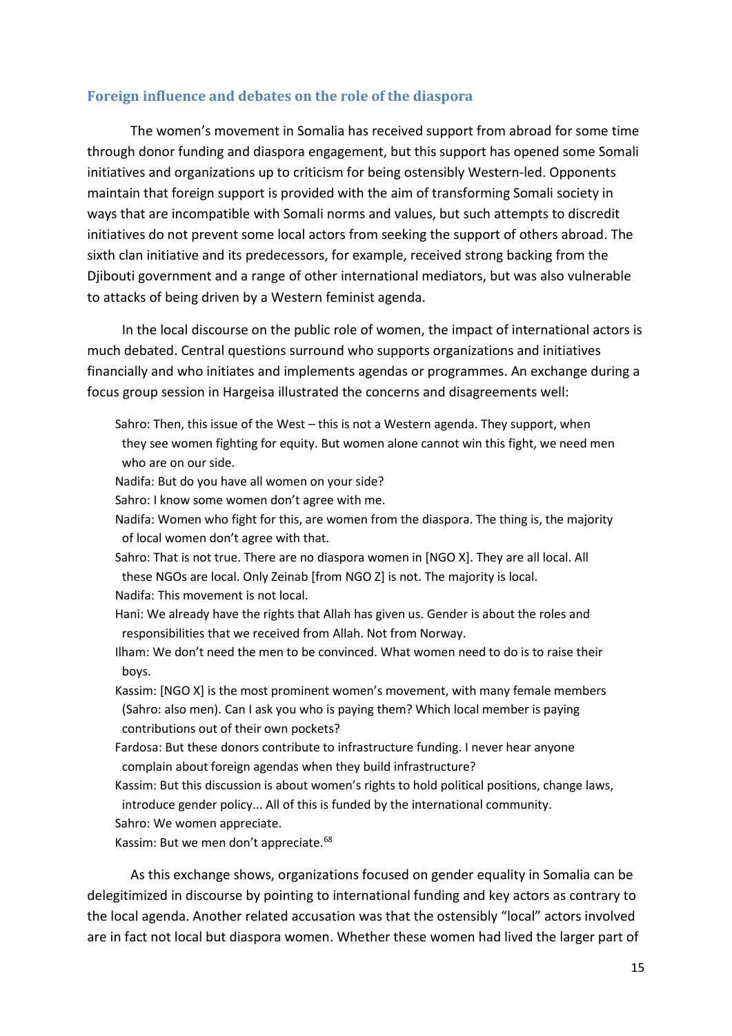### Foreign influence and debates on the role of the diaspora

The women's movement in Somalia has received support from abroad for some time through donor funding and diaspora engagement, but this support has opened some Somali initiatives and organizations up to criticism for being ostensibly Western-led. Opponents maintain that foreign support is provided with the aim of transforming Somali society in ways that are incompatible with Somali norms and values, but such attempts to discredit initiatives do not prevent some local actors from seeking the support of others abroad. The sixth clan initiative and its predecessors, for example, received strong backing from the Djibouti government and a range of other international mediators, but was also vulnerable to attacks of being driven by a Western feminist agenda.

In the local discourse on the public role of women, the impact of international actors is much debated. Central questions surround who supports organizations and initiatives financially and who initiates and implements agendas or programmes. An exchange during a focus group session in Hargeisa illustrated the concerns and disagreements well:

> Sahro: Then, this issue of the West – this is not a Western agenda. They support, when they see women fighting for equity. But women alone cannot win this fight, we need men who are on our side.
>
> Nadifa: But do you have all women on your side?
>
> Sahro: I know some women don't agree with me.
>
> Nadifa: Women who fight for this, are women from the diaspora. The thing is, the majority of local women don't agree with that.
>
> Sahro: That is not true. There are no diaspora women in [NGO X]. They are all local. All these NGOs are local. Only Zeinab [from NGO Z] is not. The majority is local.
>
> Nadifa: This movement is not local.
>
> Hani: We already have the rights that Allah has given us. Gender is about the roles and responsibilities that we received from Allah. Not from Norway.
>
> Ilham: We don't need the men to be convinced. What women need to do is to raise their boys.
>
> Kassim: [NGO X] is the most prominent women's movement, with many female members (Sahro: also men). Can I ask you who is paying them? Which local member is paying contributions out of their own pockets?
>
> Fardosa: But these donors contribute to infrastructure funding. I never hear anyone complain about foreign agendas when they build infrastructure?
>
> Kassim: But this discussion is about women's rights to hold political positions, change laws, introduce gender policy... All of this is funded by the international community.
>
> Sahro: We women appreciate.
>
> Kassim: But we men don't appreciate.[68]

As this exchange shows, organizations focused on gender equality in Somalia can be delegitimized in discourse by pointing to international funding and key actors as contrary to the local agenda. Another related accusation was that the ostensibly "local" actors involved are in fact not local but diaspora women. Whether these women had lived the larger part of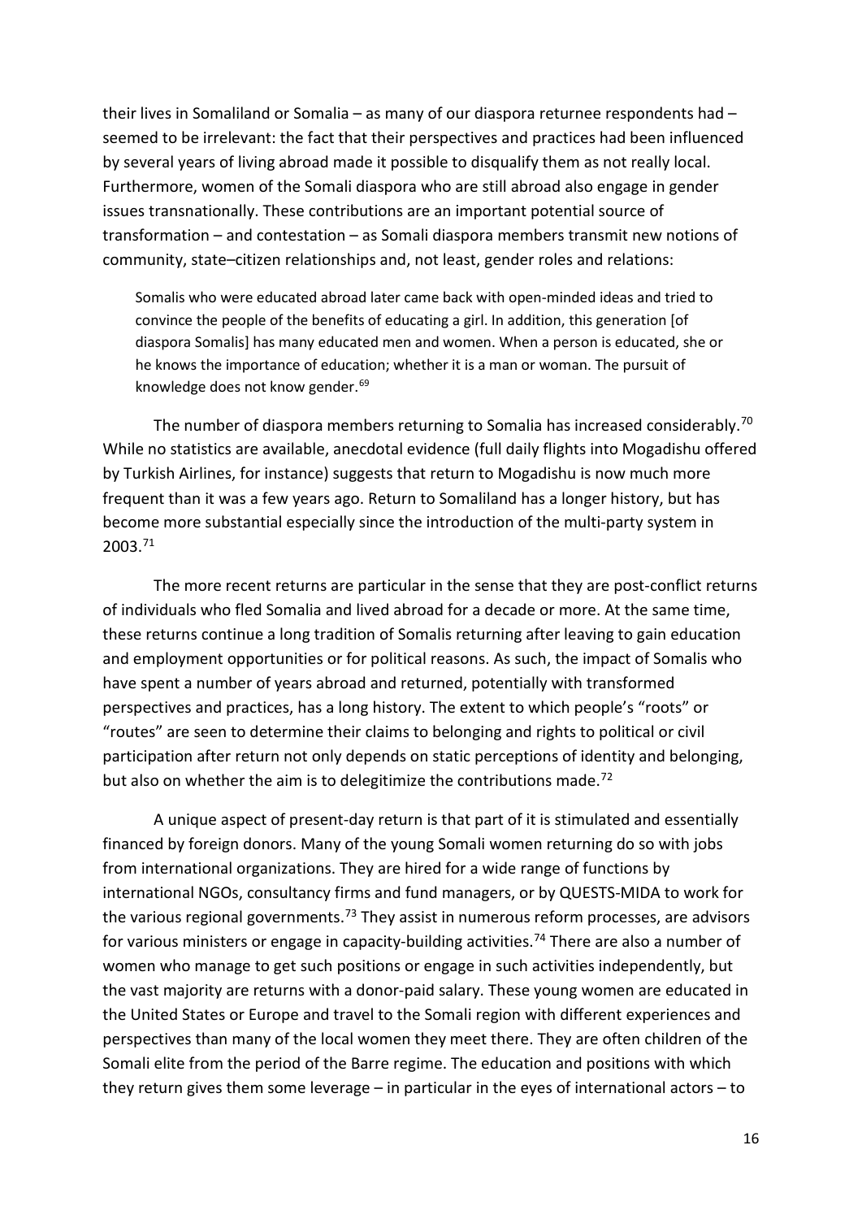their lives in Somaliland or Somalia – as many of our diaspora returnee respondents had – seemed to be irrelevant: the fact that their perspectives and practices had been influenced by several years of living abroad made it possible to disqualify them as not really local. Furthermore, women of the Somali diaspora who are still abroad also engage in gender issues transnationally. These contributions are an important potential source of transformation – and contestation – as Somali diaspora members transmit new notions of community, state–citizen relationships and, not least, gender roles and relations:

> Somalis who were educated abroad later came back with open-minded ideas and tried to convince the people of the benefits of educating a girl. In addition, this generation [of diaspora Somalis] has many educated men and women. When a person is educated, she or he knows the importance of education; whether it is a man or woman. The pursuit of knowledge does not know gender.[69]

The number of diaspora members returning to Somalia has increased considerably.[70] While no statistics are available, anecdotal evidence (full daily flights into Mogadishu offered by Turkish Airlines, for instance) suggests that return to Mogadishu is now much more frequent than it was a few years ago. Return to Somaliland has a longer history, but has become more substantial especially since the introduction of the multi-party system in 2003.[71]

The more recent returns are particular in the sense that they are post-conflict returns of individuals who fled Somalia and lived abroad for a decade or more. At the same time, these returns continue a long tradition of Somalis returning after leaving to gain education and employment opportunities or for political reasons. As such, the impact of Somalis who have spent a number of years abroad and returned, potentially with transformed perspectives and practices, has a long history. The extent to which people's "roots" or "routes" are seen to determine their claims to belonging and rights to political or civil participation after return not only depends on static perceptions of identity and belonging, but also on whether the aim is to delegitimize the contributions made.[72]

A unique aspect of present-day return is that part of it is stimulated and essentially financed by foreign donors. Many of the young Somali women returning do so with jobs from international organizations. They are hired for a wide range of functions by international NGOs, consultancy firms and fund managers, or by QUESTS-MIDA to work for the various regional governments.[73] They assist in numerous reform processes, are advisors for various ministers or engage in capacity-building activities.[74] There are also a number of women who manage to get such positions or engage in such activities independently, but the vast majority are returns with a donor-paid salary. These young women are educated in the United States or Europe and travel to the Somali region with different experiences and perspectives than many of the local women they meet there. They are often children of the Somali elite from the period of the Barre regime. The education and positions with which they return gives them some leverage – in particular in the eyes of international actors – to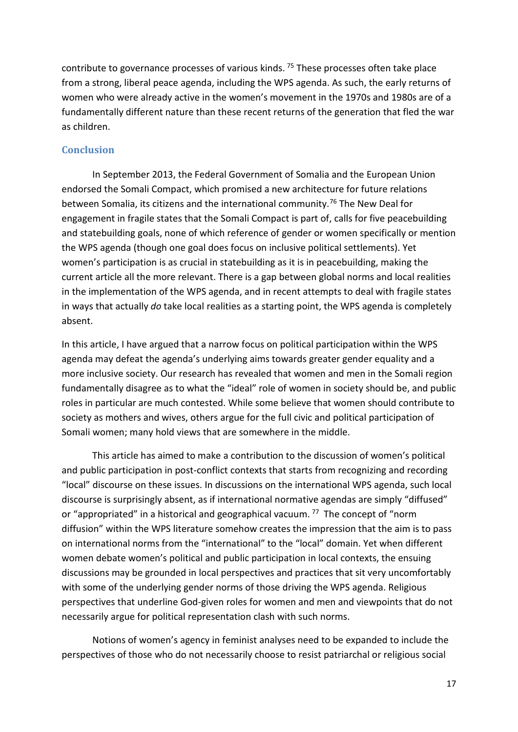contribute to governance processes of various kinds. [75] These processes often take place from a strong, liberal peace agenda, including the WPS agenda. As such, the early returns of women who were already active in the women's movement in the 1970s and 1980s are of a fundamentally different nature than these recent returns of the generation that fled the war as children.

## Conclusion

In September 2013, the Federal Government of Somalia and the European Union endorsed the Somali Compact, which promised a new architecture for future relations between Somalia, its citizens and the international community.[76] The New Deal for engagement in fragile states that the Somali Compact is part of, calls for five peacebuilding and statebuilding goals, none of which reference of gender or women specifically or mention the WPS agenda (though one goal does focus on inclusive political settlements). Yet women's participation is as crucial in statebuilding as it is in peacebuilding, making the current article all the more relevant. There is a gap between global norms and local realities in the implementation of the WPS agenda, and in recent attempts to deal with fragile states in ways that actually *do* take local realities as a starting point, the WPS agenda is completely absent.

In this article, I have argued that a narrow focus on political participation within the WPS agenda may defeat the agenda's underlying aims towards greater gender equality and a more inclusive society. Our research has revealed that women and men in the Somali region fundamentally disagree as to what the "ideal" role of women in society should be, and public roles in particular are much contested. While some believe that women should contribute to society as mothers and wives, others argue for the full civic and political participation of Somali women; many hold views that are somewhere in the middle.

This article has aimed to make a contribution to the discussion of women's political and public participation in post-conflict contexts that starts from recognizing and recording "local" discourse on these issues. In discussions on the international WPS agenda, such local discourse is surprisingly absent, as if international normative agendas are simply "diffused" or "appropriated" in a historical and geographical vacuum. [77] The concept of "norm diffusion" within the WPS literature somehow creates the impression that the aim is to pass on international norms from the "international" to the "local" domain. Yet when different women debate women's political and public participation in local contexts, the ensuing discussions may be grounded in local perspectives and practices that sit very uncomfortably with some of the underlying gender norms of those driving the WPS agenda. Religious perspectives that underline God-given roles for women and men and viewpoints that do not necessarily argue for political representation clash with such norms.

Notions of women's agency in feminist analyses need to be expanded to include the perspectives of those who do not necessarily choose to resist patriarchal or religious social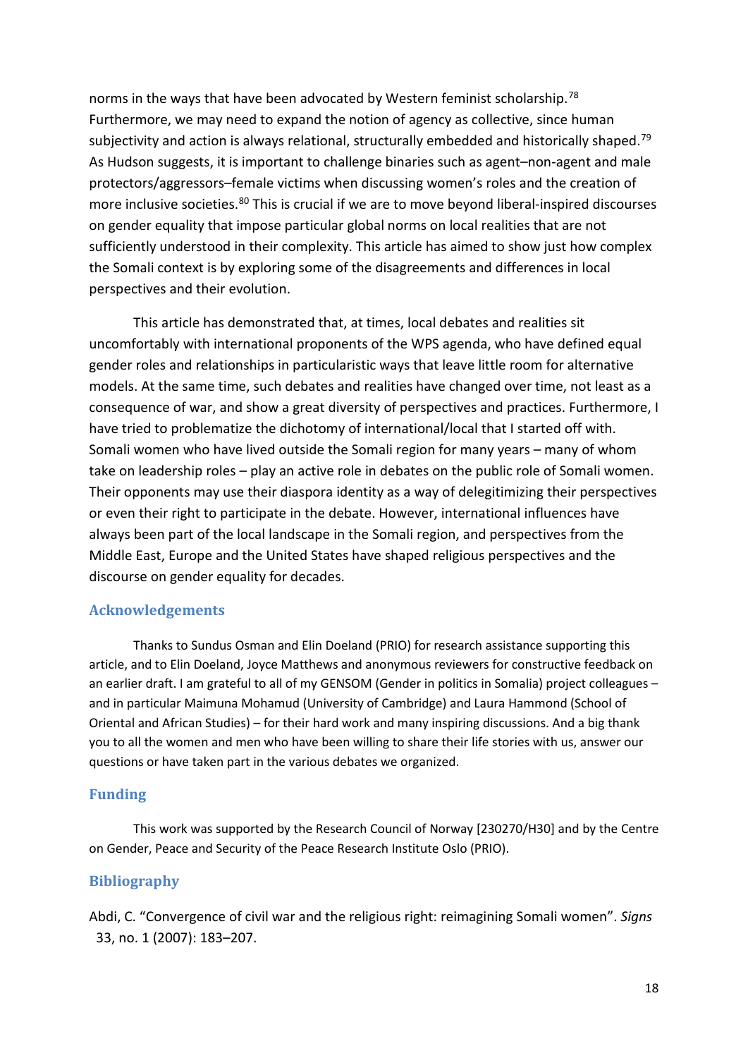norms in the ways that have been advocated by Western feminist scholarship.[78] Furthermore, we may need to expand the notion of agency as collective, since human subjectivity and action is always relational, structurally embedded and historically shaped.[79] As Hudson suggests, it is important to challenge binaries such as agent–non-agent and male protectors/aggressors–female victims when discussing women's roles and the creation of more inclusive societies.[80] This is crucial if we are to move beyond liberal-inspired discourses on gender equality that impose particular global norms on local realities that are not sufficiently understood in their complexity. This article has aimed to show just how complex the Somali context is by exploring some of the disagreements and differences in local perspectives and their evolution.

This article has demonstrated that, at times, local debates and realities sit uncomfortably with international proponents of the WPS agenda, who have defined equal gender roles and relationships in particularistic ways that leave little room for alternative models. At the same time, such debates and realities have changed over time, not least as a consequence of war, and show a great diversity of perspectives and practices. Furthermore, I have tried to problematize the dichotomy of international/local that I started off with. Somali women who have lived outside the Somali region for many years – many of whom take on leadership roles – play an active role in debates on the public role of Somali women. Their opponents may use their diaspora identity as a way of delegitimizing their perspectives or even their right to participate in the debate. However, international influences have always been part of the local landscape in the Somali region, and perspectives from the Middle East, Europe and the United States have shaped religious perspectives and the discourse on gender equality for decades.

## Acknowledgements

Thanks to Sundus Osman and Elin Doeland (PRIO) for research assistance supporting this article, and to Elin Doeland, Joyce Matthews and anonymous reviewers for constructive feedback on an earlier draft. I am grateful to all of my GENSOM (Gender in politics in Somalia) project colleagues – and in particular Maimuna Mohamud (University of Cambridge) and Laura Hammond (School of Oriental and African Studies) – for their hard work and many inspiring discussions. And a big thank you to all the women and men who have been willing to share their life stories with us, answer our questions or have taken part in the various debates we organized.

## Funding

This work was supported by the Research Council of Norway [230270/H30] and by the Centre on Gender, Peace and Security of the Peace Research Institute Oslo (PRIO).

## Bibliography

Abdi, C. "Convergence of civil war and the religious right: reimagining Somali women". *Signs* 33, no. 1 (2007): 183–207.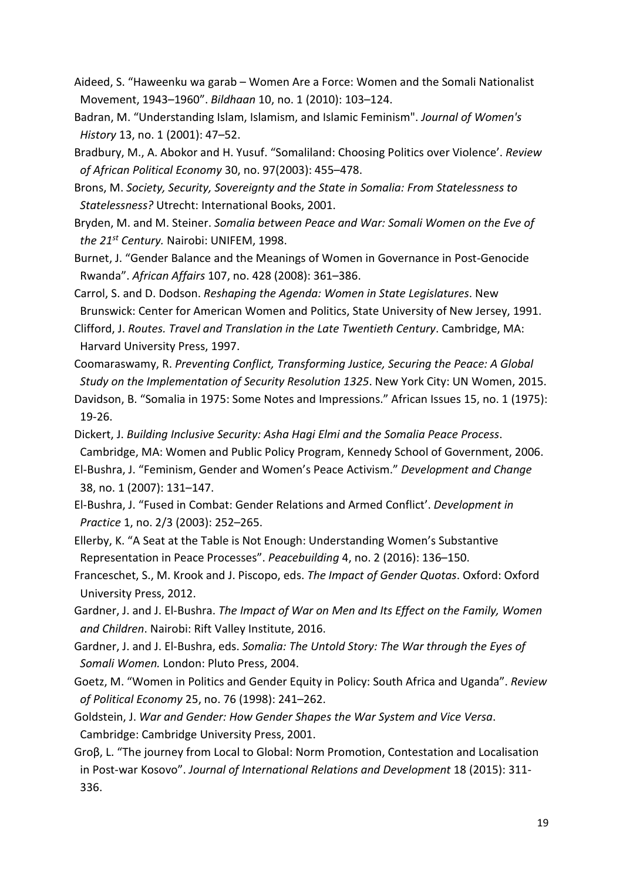Aideed, S. "Haweenku wa garab – Women Are a Force: Women and the Somali Nationalist Movement, 1943–1960". *Bildhaan* 10, no. 1 (2010): 103–124.

Badran, M. "Understanding Islam, Islamism, and Islamic Feminism". *Journal of Women's History* 13, no. 1 (2001): 47–52.

Bradbury, M., A. Abokor and H. Yusuf. "Somaliland: Choosing Politics over Violence'. *Review of African Political Economy* 30, no. 97(2003): 455–478.

Brons, M. *Society, Security, Sovereignty and the State in Somalia: From Statelessness to Statelessness?* Utrecht: International Books, 2001.

Bryden, M. and M. Steiner. *Somalia between Peace and War: Somali Women on the Eve of the 21st Century.* Nairobi: UNIFEM, 1998.

Burnet, J. "Gender Balance and the Meanings of Women in Governance in Post-Genocide Rwanda". *African Affairs* 107, no. 428 (2008): 361–386.

Carrol, S. and D. Dodson. *Reshaping the Agenda: Women in State Legislatures*. New Brunswick: Center for American Women and Politics, State University of New Jersey, 1991.

Clifford, J. *Routes. Travel and Translation in the Late Twentieth Century*. Cambridge, MA: Harvard University Press, 1997.

Coomaraswamy, R. *Preventing Conflict, Transforming Justice, Securing the Peace: A Global Study on the Implementation of Security Resolution 1325*. New York City: UN Women, 2015.

Davidson, B. "Somalia in 1975: Some Notes and Impressions." African Issues 15, no. 1 (1975): 19-26.

Dickert, J. *Building Inclusive Security: Asha Hagi Elmi and the Somalia Peace Process*. Cambridge, MA: Women and Public Policy Program, Kennedy School of Government, 2006.

El-Bushra, J. "Feminism, Gender and Women's Peace Activism." *Development and Change* 38, no. 1 (2007): 131–147.

El-Bushra, J. "Fused in Combat: Gender Relations and Armed Conflict'. *Development in Practice* 1, no. 2/3 (2003): 252–265.

Ellerby, K. "A Seat at the Table is Not Enough: Understanding Women's Substantive Representation in Peace Processes". *Peacebuilding* 4, no. 2 (2016): 136–150.

Franceschet, S., M. Krook and J. Piscopo, eds. *The Impact of Gender Quotas*. Oxford: Oxford University Press, 2012.

Gardner, J. and J. El-Bushra. *The Impact of War on Men and Its Effect on the Family, Women and Children*. Nairobi: Rift Valley Institute, 2016.

Gardner, J. and J. El-Bushra, eds. *Somalia: The Untold Story: The War through the Eyes of Somali Women.* London: Pluto Press, 2004.

Goetz, M. "Women in Politics and Gender Equity in Policy: South Africa and Uganda". *Review of Political Economy* 25, no. 76 (1998): 241–262.

Goldstein, J. *War and Gender: How Gender Shapes the War System and Vice Versa*. Cambridge: Cambridge University Press, 2001.

Groβ, L. "The journey from Local to Global: Norm Promotion, Contestation and Localisation in Post-war Kosovo". *Journal of International Relations and Development* 18 (2015): 311-336.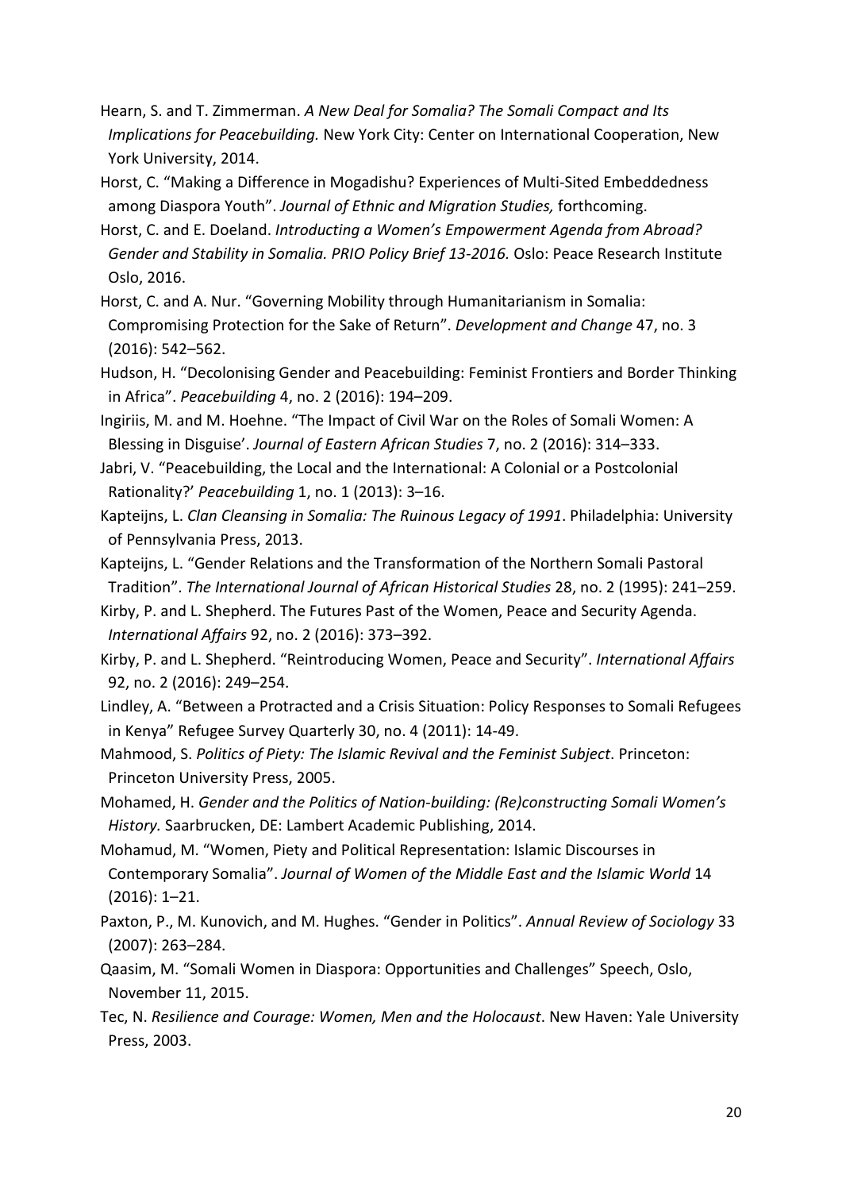Hearn, S. and T. Zimmerman. *A New Deal for Somalia? The Somali Compact and Its Implications for Peacebuilding.* New York City: Center on International Cooperation, New York University, 2014.

Horst, C. "Making a Difference in Mogadishu? Experiences of Multi-Sited Embeddedness among Diaspora Youth". *Journal of Ethnic and Migration Studies,* forthcoming.

Horst, C. and E. Doeland. *Introducting a Women's Empowerment Agenda from Abroad? Gender and Stability in Somalia. PRIO Policy Brief 13-2016.* Oslo: Peace Research Institute Oslo, 2016.

Horst, C. and A. Nur. "Governing Mobility through Humanitarianism in Somalia: Compromising Protection for the Sake of Return". *Development and Change* 47, no. 3 (2016): 542–562.

Hudson, H. "Decolonising Gender and Peacebuilding: Feminist Frontiers and Border Thinking in Africa". *Peacebuilding* 4, no. 2 (2016): 194–209.

Ingiriis, M. and M. Hoehne. "The Impact of Civil War on the Roles of Somali Women: A Blessing in Disguise'. *Journal of Eastern African Studies* 7, no. 2 (2016): 314–333.

Jabri, V. "Peacebuilding, the Local and the International: A Colonial or a Postcolonial Rationality?' *Peacebuilding* 1, no. 1 (2013): 3–16.

Kapteijns, L. *Clan Cleansing in Somalia: The Ruinous Legacy of 1991*. Philadelphia: University of Pennsylvania Press, 2013.

Kapteijns, L. "Gender Relations and the Transformation of the Northern Somali Pastoral Tradition". *The International Journal of African Historical Studies* 28, no. 2 (1995): 241–259.

Kirby, P. and L. Shepherd. The Futures Past of the Women, Peace and Security Agenda. *International Affairs* 92, no. 2 (2016): 373–392.

Kirby, P. and L. Shepherd. "Reintroducing Women, Peace and Security". *International Affairs* 92, no. 2 (2016): 249–254.

Lindley, A. "Between a Protracted and a Crisis Situation: Policy Responses to Somali Refugees in Kenya" Refugee Survey Quarterly 30, no. 4 (2011): 14-49.

Mahmood, S. *Politics of Piety: The Islamic Revival and the Feminist Subject*. Princeton: Princeton University Press, 2005.

Mohamed, H. *Gender and the Politics of Nation-building: (Re)constructing Somali Women's History.* Saarbrucken, DE: Lambert Academic Publishing, 2014.

Mohamud, M. "Women, Piety and Political Representation: Islamic Discourses in Contemporary Somalia". *Journal of Women of the Middle East and the Islamic World* 14 (2016): 1–21.

Paxton, P., M. Kunovich, and M. Hughes. "Gender in Politics". *Annual Review of Sociology* 33 (2007): 263–284.

Qaasim, M. "Somali Women in Diaspora: Opportunities and Challenges" Speech, Oslo, November 11, 2015.

Tec, N. *Resilience and Courage: Women, Men and the Holocaust*. New Haven: Yale University Press, 2003.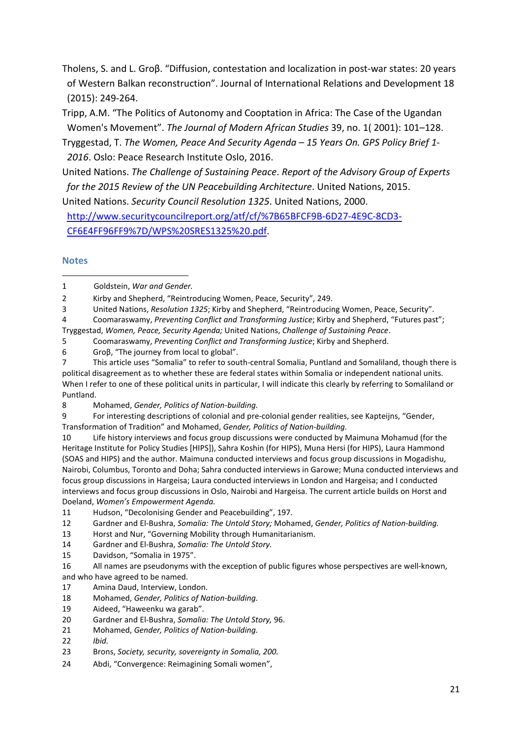Tholens, S. and L. Groβ. "Diffusion, contestation and localization in post-war states: 20 years of Western Balkan reconstruction". Journal of International Relations and Development 18 (2015): 249-264.

Tripp, A.M. "The Politics of Autonomy and Cooptation in Africa: The Case of the Ugandan Women's Movement". *The Journal of Modern African Studies* 39, no. 1( 2001): 101–128.

Tryggestad, T. *The Women, Peace And Security Agenda – 15 Years On. GPS Policy Brief 1-2016*. Oslo: Peace Research Institute Oslo, 2016.

United Nations. *The Challenge of Sustaining Peace*. *Report of the Advisory Group of Experts for the 2015 Review of the UN Peacebuilding Architecture*. United Nations, 2015.

United Nations. *Security Council Resolution 1325*. United Nations, 2000. http://www.securitycouncilreport.org/atf/cf/%7B65BFCF9B-6D27-4E9C-8CD3-CF6E4FF96FF9%7D/WPS%20SRES1325%20.pdf.

## Notes

1 Goldstein, *War and Gender.*

2 Kirby and Shepherd, "Reintroducing Women, Peace, Security", 249.

3 United Nations, *Resolution 1325*; Kirby and Shepherd, "Reintroducing Women, Peace, Security".

4 Coomaraswamy, *Preventing Conflict and Transforming Justice*; Kirby and Shepherd, "Futures past"; Tryggestad, *Women, Peace, Security Agenda;* United Nations, *Challenge of Sustaining Peace*.

5 Coomaraswamy, *Preventing Conflict and Transforming Justice*; Kirby and Shepherd.

6 Groβ, "The journey from local to global".

7 This article uses "Somalia" to refer to south-central Somalia, Puntland and Somaliland, though there is political disagreement as to whether these are federal states within Somalia or independent national units. When I refer to one of these political units in particular, I will indicate this clearly by referring to Somaliland or Puntland.

8 Mohamed, *Gender, Politics of Nation-building.*

9 For interesting descriptions of colonial and pre-colonial gender realities, see Kapteijns, "Gender, Transformation of Tradition" and Mohamed, *Gender, Politics of Nation-building.*

10 Life history interviews and focus group discussions were conducted by Maimuna Mohamud (for the Heritage Institute for Policy Studies [HIPS]), Sahra Koshin (for HIPS), Muna Hersi (for HIPS), Laura Hammond (SOAS and HIPS) and the author. Maimuna conducted interviews and focus group discussions in Mogadishu, Nairobi, Columbus, Toronto and Doha; Sahra conducted interviews in Garowe; Muna conducted interviews and focus group discussions in Hargeisa; Laura conducted interviews in London and Hargeisa; and I conducted interviews and focus group discussions in Oslo, Nairobi and Hargeisa. The current article builds on Horst and Doeland, *Women's Empowerment Agenda.*

11 Hudson, "Decolonising Gender and Peacebuilding", 197.

12 Gardner and El-Bushra, *Somalia: The Untold Story;* Mohamed, *Gender, Politics of Nation-building.*

13 Horst and Nur, "Governing Mobility through Humanitarianism.

14 Gardner and El-Bushra, *Somalia: The Untold Story.*

15 Davidson, "Somalia in 1975".

16 All names are pseudonyms with the exception of public figures whose perspectives are well-known, and who have agreed to be named.

17 Amina Daud, Interview, London.

18 Mohamed, *Gender, Politics of Nation-building.*

19 Aideed, "Haweenku wa garab".

20 Gardner and El-Bushra, *Somalia: The Untold Story,* 96.

21 Mohamed, *Gender, Politics of Nation-building.*

22 *Ibid.*

23 Brons, *Society, security, sovereignty in Somalia, 200.*

24 Abdi, "Convergence: Reimagining Somali women",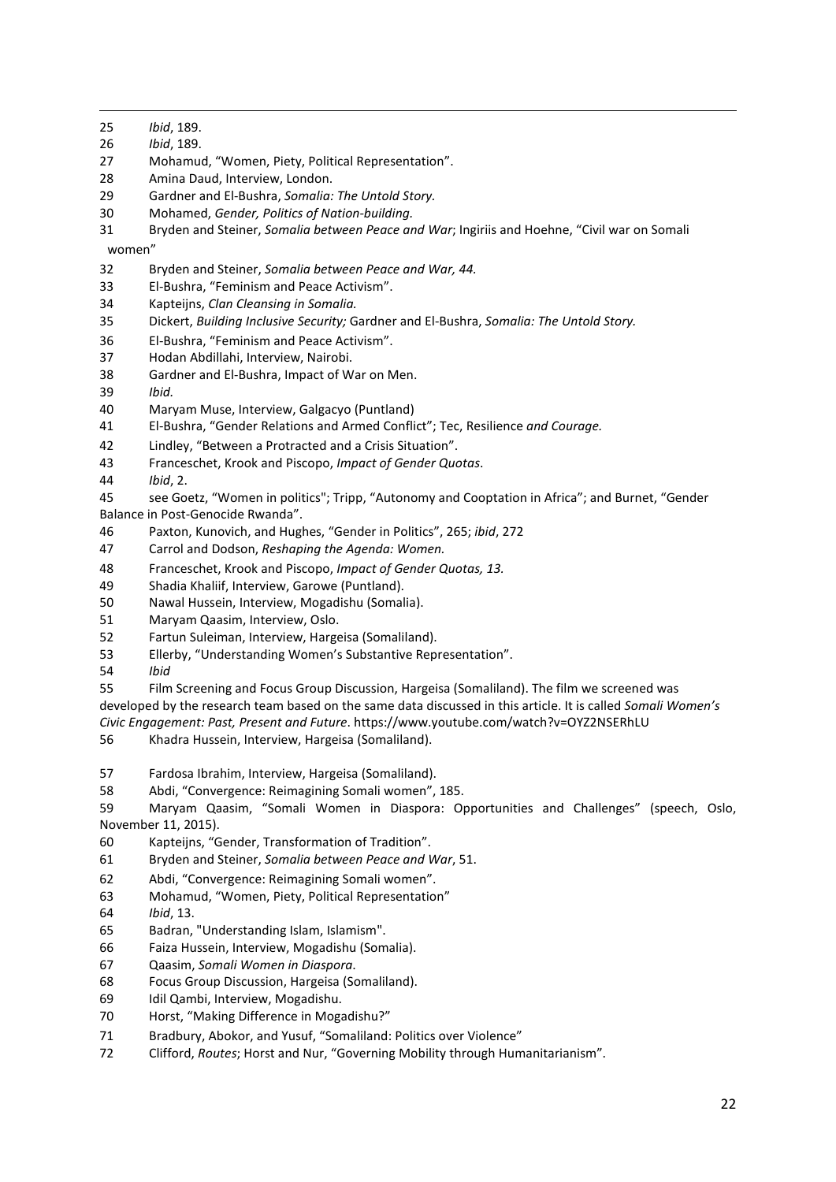25 *Ibid*, 189.

26 *Ibid*, 189.

27 Mohamud, "Women, Piety, Political Representation".

28 Amina Daud, Interview, London.

29 Gardner and El-Bushra, *Somalia: The Untold Story.*

30 Mohamed, *Gender, Politics of Nation-building.*

31 Bryden and Steiner, *Somalia between Peace and War*; Ingiriis and Hoehne, "Civil war on Somali women"

32 Bryden and Steiner, *Somalia between Peace and War, 44.*

33 El-Bushra, "Feminism and Peace Activism".

34 Kapteijns, *Clan Cleansing in Somalia.*

35 Dickert, *Building Inclusive Security;* Gardner and El-Bushra, *Somalia: The Untold Story.*

36 El-Bushra, "Feminism and Peace Activism".

37 Hodan Abdillahi, Interview, Nairobi.

38 Gardner and El-Bushra, Impact of War on Men.

39 *Ibid.*

40 Maryam Muse, Interview, Galgacyo (Puntland)

41 El-Bushra, "Gender Relations and Armed Conflict"; Tec, Resilience *and Courage.*

42 Lindley, "Between a Protracted and a Crisis Situation".

43 Franceschet, Krook and Piscopo, *Impact of Gender Quotas*.

44 *Ibid*, 2.

45 see Goetz, "Women in politics"; Tripp, "Autonomy and Cooptation in Africa"; and Burnet, "Gender Balance in Post-Genocide Rwanda".

46 Paxton, Kunovich, and Hughes, "Gender in Politics", 265; *ibid*, 272

47 Carrol and Dodson, *Reshaping the Agenda: Women.*

48 Franceschet, Krook and Piscopo, *Impact of Gender Quotas, 13.*

49 Shadia Khaliif, Interview, Garowe (Puntland).

50 Nawal Hussein, Interview, Mogadishu (Somalia).

51 Maryam Qaasim, Interview, Oslo.

52 Fartun Suleiman, Interview, Hargeisa (Somaliland).

53 Ellerby, "Understanding Women's Substantive Representation".

54 *Ibid*

55 Film Screening and Focus Group Discussion, Hargeisa (Somaliland). The film we screened was developed by the research team based on the same data discussed in this article. It is called *Somali Women's Civic Engagement: Past, Present and Future*. https://www.youtube.com/watch?v=OYZ2NSERhLU

56 Khadra Hussein, Interview, Hargeisa (Somaliland).

57 Fardosa Ibrahim, Interview, Hargeisa (Somaliland).

58 Abdi, "Convergence: Reimagining Somali women", 185.

59 Maryam Qaasim, "Somali Women in Diaspora: Opportunities and Challenges" (speech, Oslo, November 11, 2015).

60 Kapteijns, "Gender, Transformation of Tradition".

61 Bryden and Steiner, *Somalia between Peace and War*, 51.

62 Abdi, "Convergence: Reimagining Somali women".

63 Mohamud, "Women, Piety, Political Representation"

64 *Ibid*, 13.

65 Badran, "Understanding Islam, Islamism".

66 Faiza Hussein, Interview, Mogadishu (Somalia).

67 Qaasim, *Somali Women in Diaspora*.

68 Focus Group Discussion, Hargeisa (Somaliland).

69 Idil Qambi, Interview, Mogadishu.

70 Horst, "Making Difference in Mogadishu?"

71 Bradbury, Abokor, and Yusuf, "Somaliland: Politics over Violence"

72 Clifford, *Routes*; Horst and Nur, "Governing Mobility through Humanitarianism".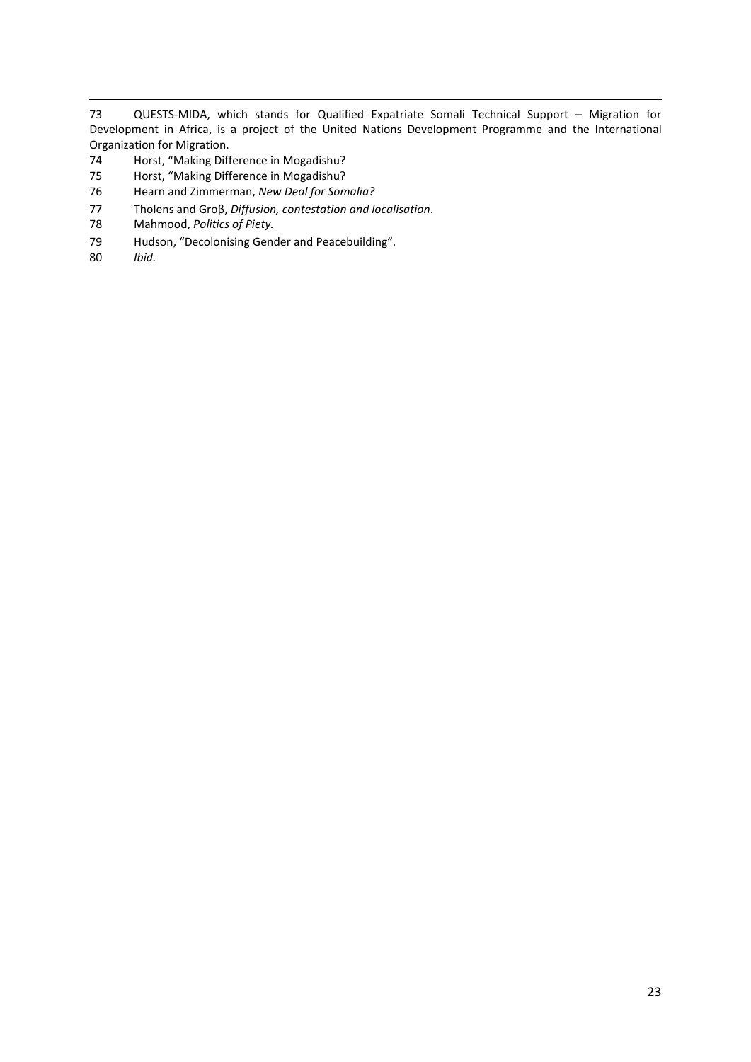73 QUESTS-MIDA, which stands for Qualified Expatriate Somali Technical Support – Migration for Development in Africa, is a project of the United Nations Development Programme and the International Organization for Migration.

74 Horst, "Making Difference in Mogadishu?

75 Horst, "Making Difference in Mogadishu?

76 Hearn and Zimmerman, *New Deal for Somalia?*

77 Tholens and Groβ, *Diffusion, contestation and localisation*.

78 Mahmood, *Politics of Piety.*

79 Hudson, "Decolonising Gender and Peacebuilding".

80 *Ibid.*